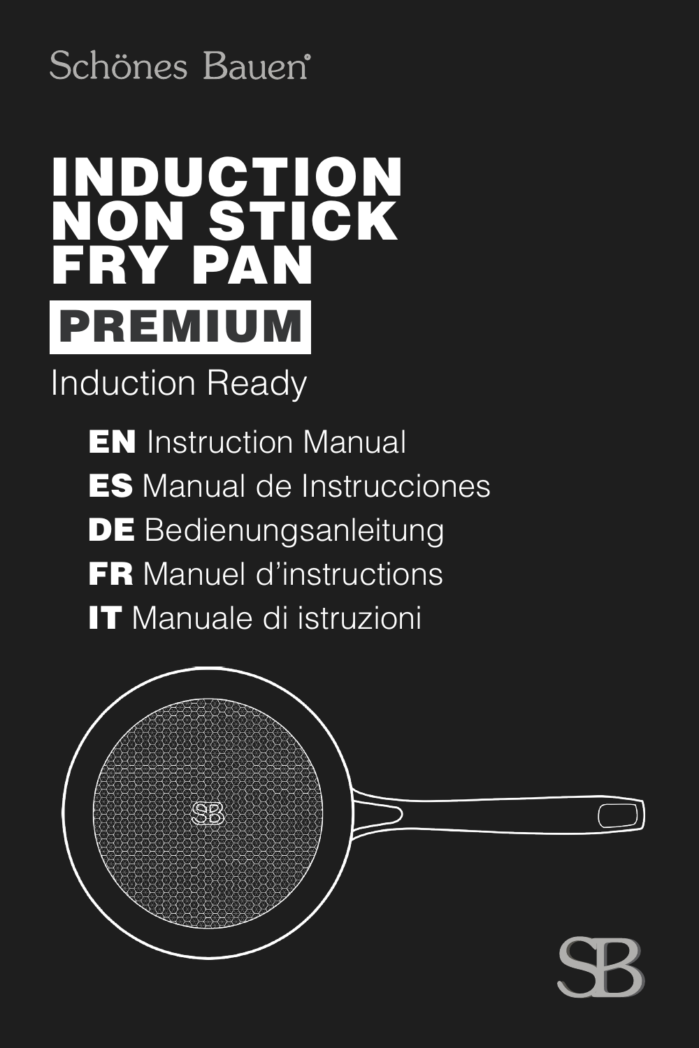Schönes Bauen®

# INDUCTION NON STICK FRY PAN

## PREMIUM

Induction Ready

**EN** Instruction Manual
**ES** Manual de Instrucciones
**DE** Bedienungsanleitung
**FR** Manuel d'instructions
**IT** Manuale di istruzioni

SB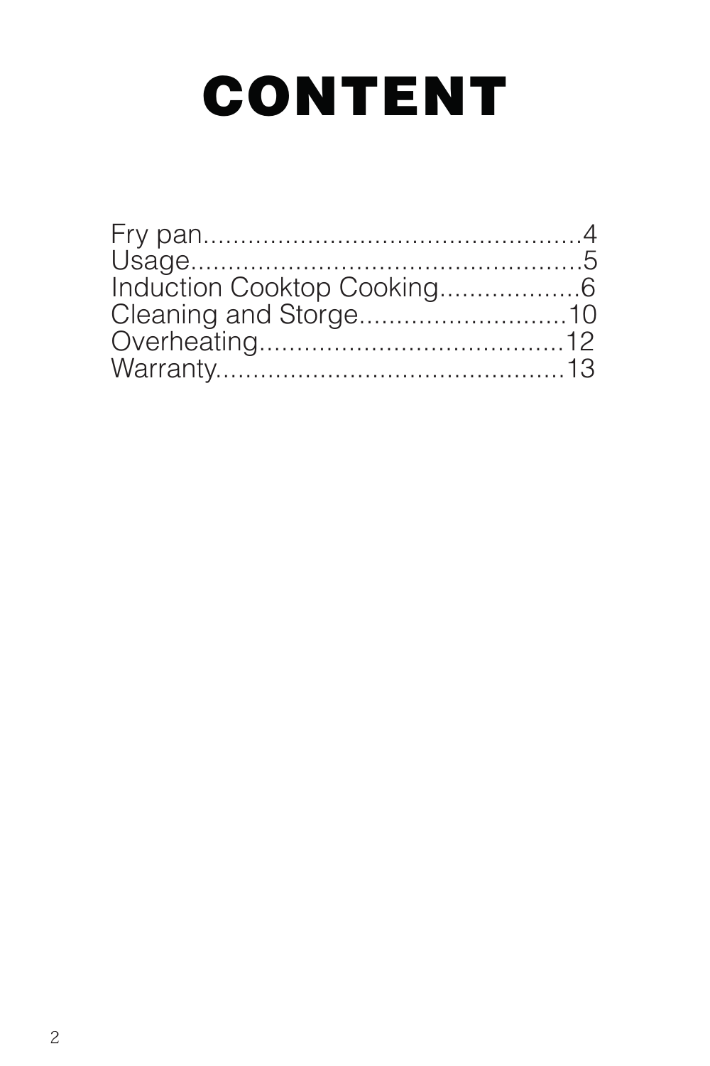# CONTENT

Fry pan..................................................4
Usage...................................................5
Induction Cooktop Cooking...................6
Cleaning and Storge............................10
Overheating.........................................12
Warranty...............................................13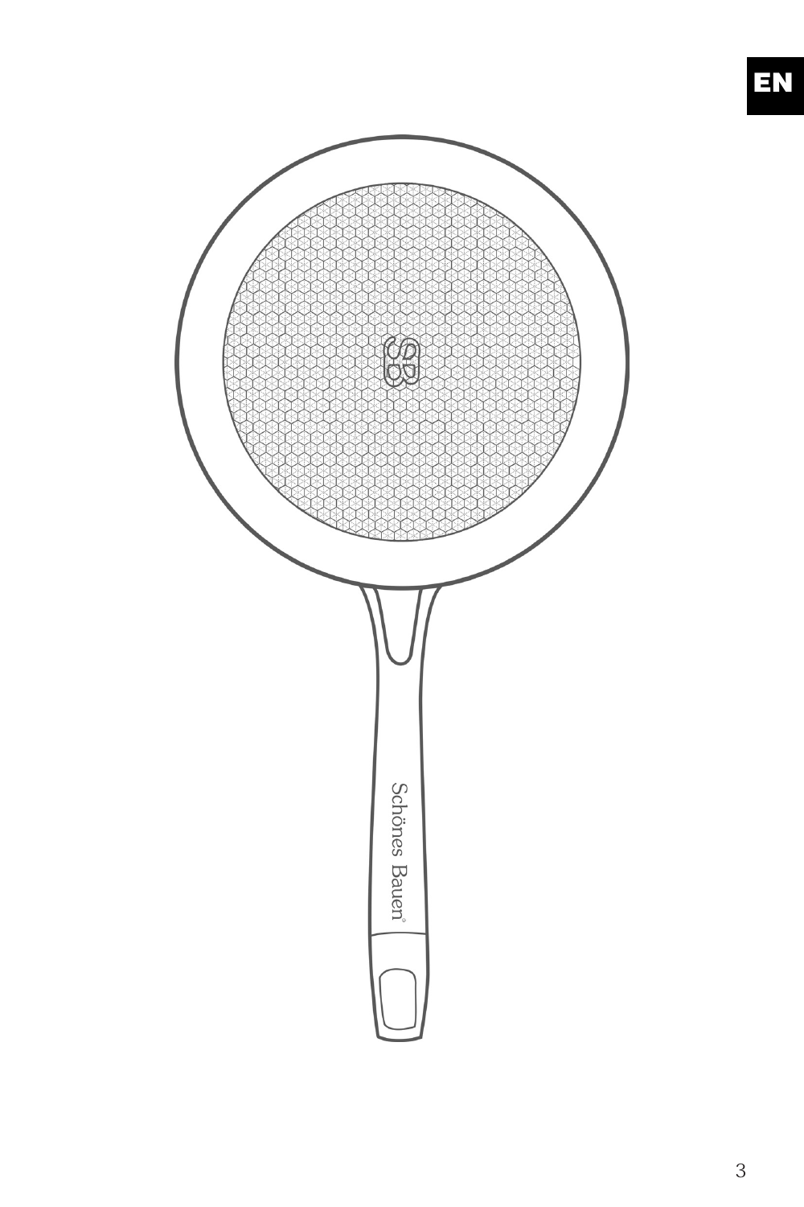EN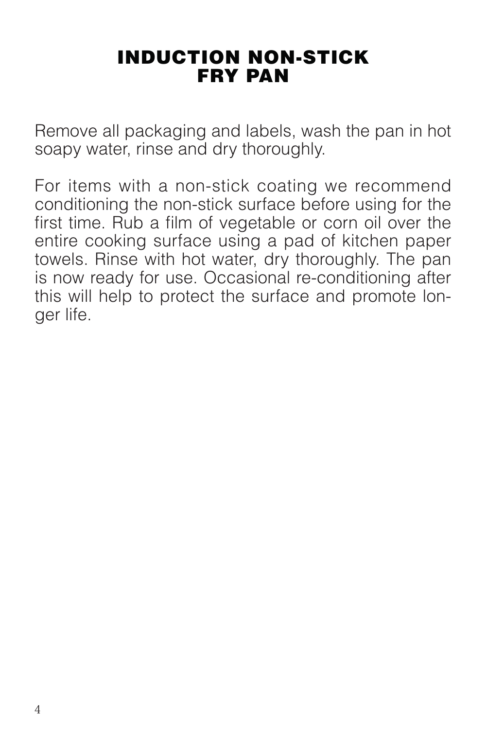# INDUCTION NON-STICK FRY PAN

Remove all packaging and labels, wash the pan in hot soapy water, rinse and dry thoroughly.

For items with a non-stick coating we recommend conditioning the non-stick surface before using for the first time. Rub a film of vegetable or corn oil over the entire cooking surface using a pad of kitchen paper towels. Rinse with hot water, dry thoroughly. The pan is now ready for use. Occasional re-conditioning after this will help to protect the surface and promote longer life.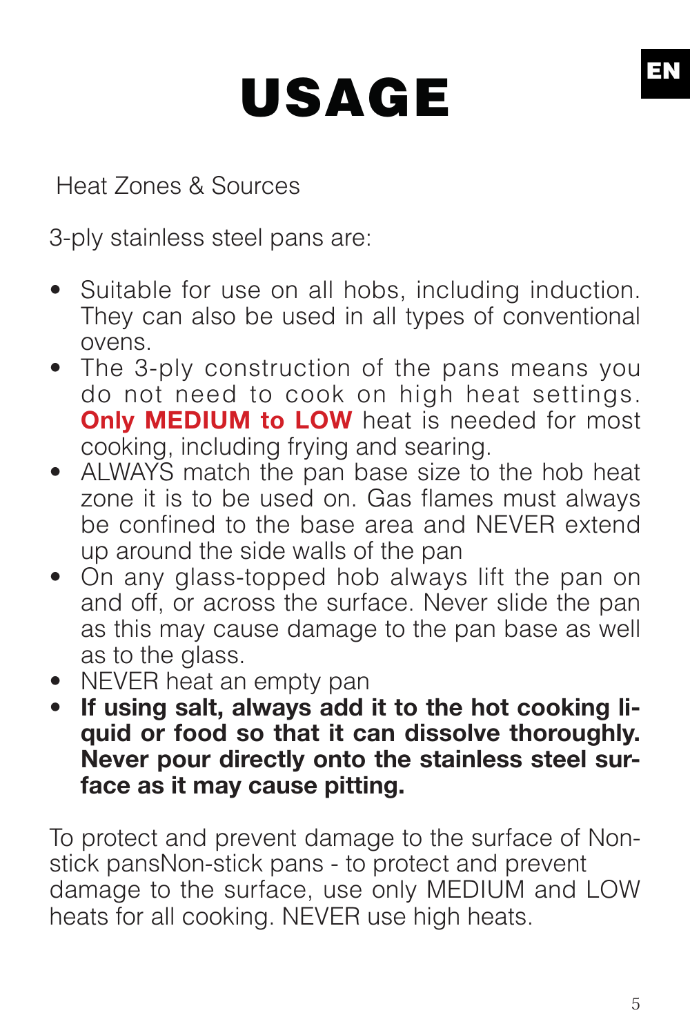# USAGE

Heat Zones & Sources

3-ply stainless steel pans are:

- Suitable for use on all hobs, including induction. They can also be used in all types of conventional ovens.
- The 3-ply construction of the pans means you do not need to cook on high heat settings. **Only MEDIUM to LOW** heat is needed for most cooking, including frying and searing.
- ALWAYS match the pan base size to the hob heat zone it is to be used on. Gas flames must always be confined to the base area and NEVER extend up around the side walls of the pan
- On any glass-topped hob always lift the pan on and off, or across the surface. Never slide the pan as this may cause damage to the pan base as well as to the glass.
- NEVER heat an empty pan
- **If using salt, always add it to the hot cooking liquid or food so that it can dissolve thoroughly. Never pour directly onto the stainless steel surface as it may cause pitting.**

To protect and prevent damage to the surface of Non-stick pansNon-stick pans - to protect and prevent damage to the surface, use only MEDIUM and LOW heats for all cooking. NEVER use high heats.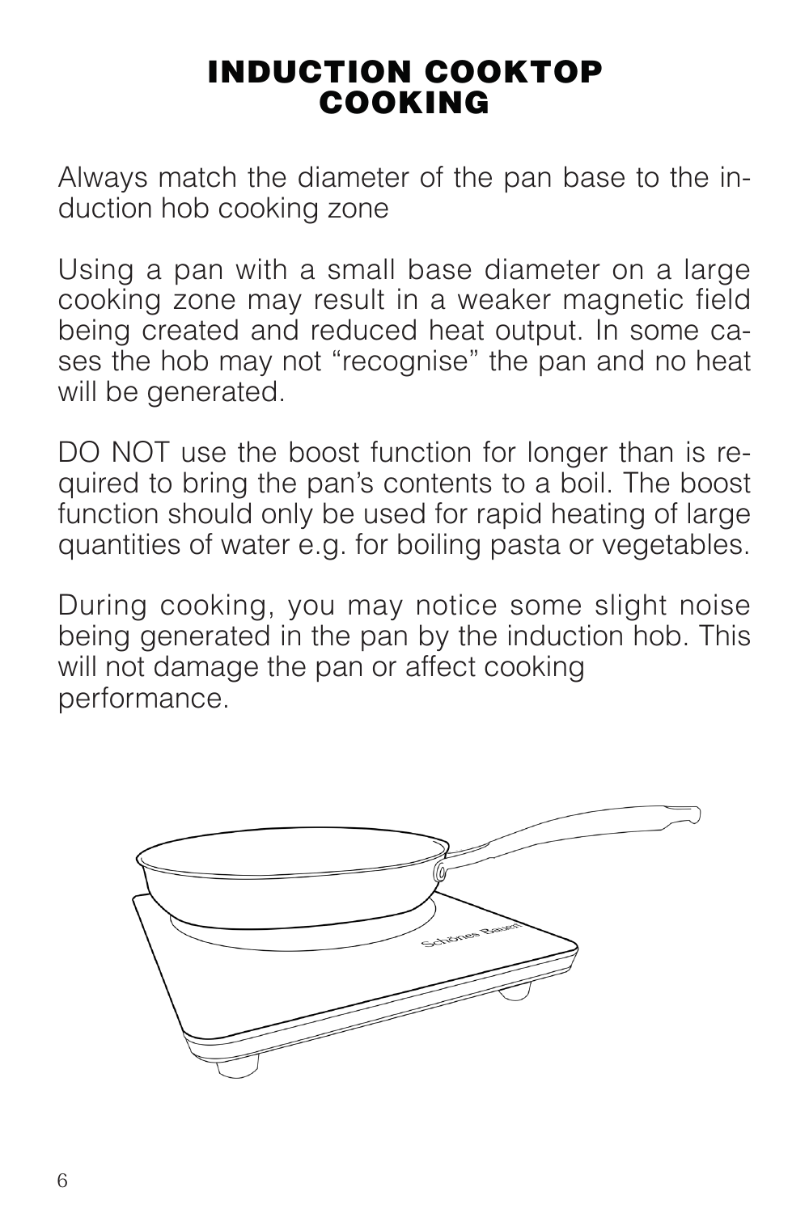# INDUCTION COOKTOP COOKING

Always match the diameter of the pan base to the induction hob cooking zone

Using a pan with a small base diameter on a large cooking zone may result in a weaker magnetic field being created and reduced heat output. In some cases the hob may not "recognise" the pan and no heat will be generated.

DO NOT use the boost function for longer than is required to bring the pan's contents to a boil. The boost function should only be used for rapid heating of large quantities of water e.g. for boiling pasta or vegetables.

During cooking, you may notice some slight noise being generated in the pan by the induction hob. This will not damage the pan or affect cooking performance.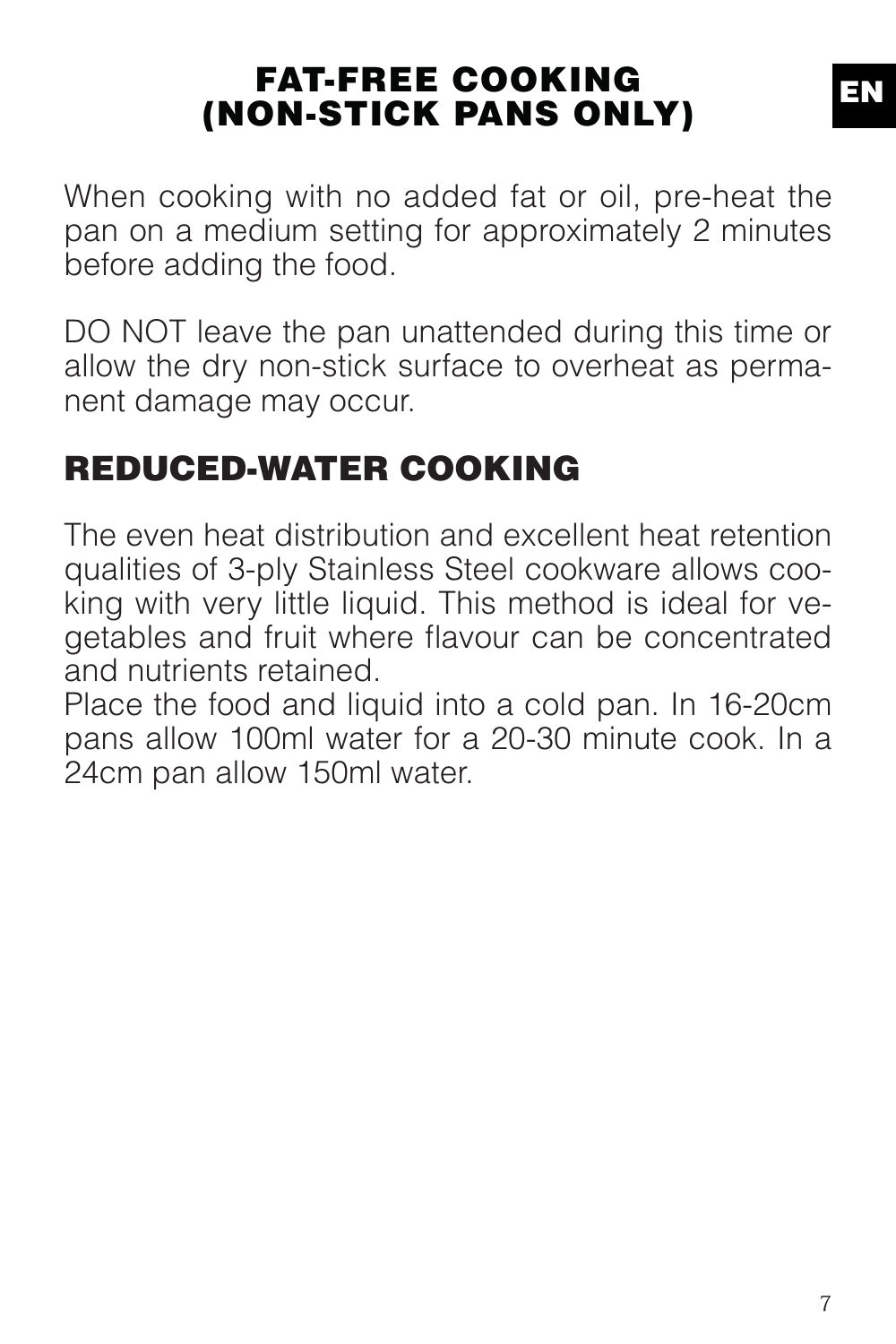## FAT-FREE COOKING (NON-STICK PANS ONLY)

When cooking with no added fat or oil, pre-heat the pan on a medium setting for approximately 2 minutes before adding the food.

DO NOT leave the pan unattended during this time or allow the dry non-stick surface to overheat as permanent damage may occur.

## REDUCED-WATER COOKING

The even heat distribution and excellent heat retention qualities of 3-ply Stainless Steel cookware allows cooking with very little liquid. This method is ideal for vegetables and fruit where flavour can be concentrated and nutrients retained.
Place the food and liquid into a cold pan. In 16-20cm pans allow 100ml water for a 20-30 minute cook. In a 24cm pan allow 150ml water.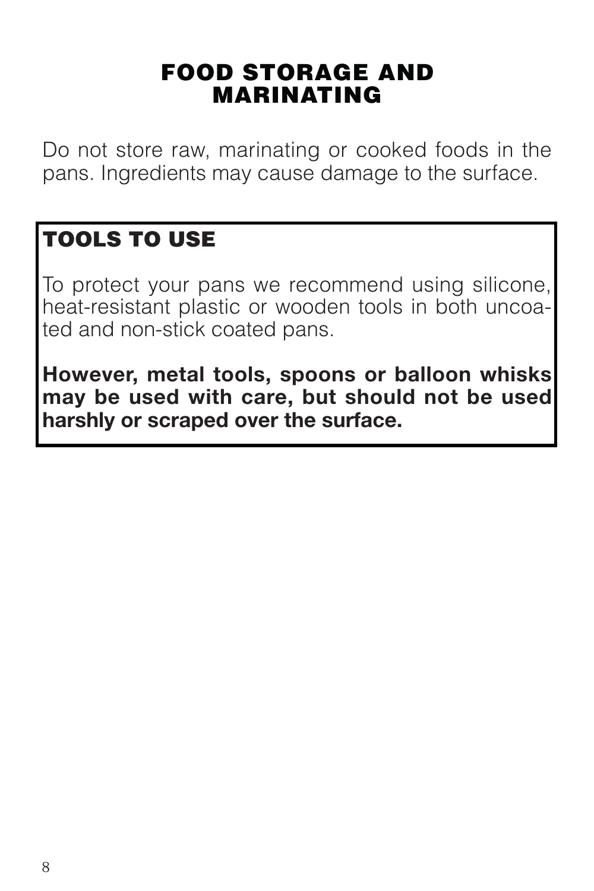## FOOD STORAGE AND MARINATING

Do not store raw, marinating or cooked foods in the pans. Ingredients may cause damage to the surface.

### TOOLS TO USE

To protect your pans we recommend using silicone, heat-resistant plastic or wooden tools in both uncoated and non-stick coated pans.

**However, metal tools, spoons or balloon whisks may be used with care, but should not be used harshly or scraped over the surface.**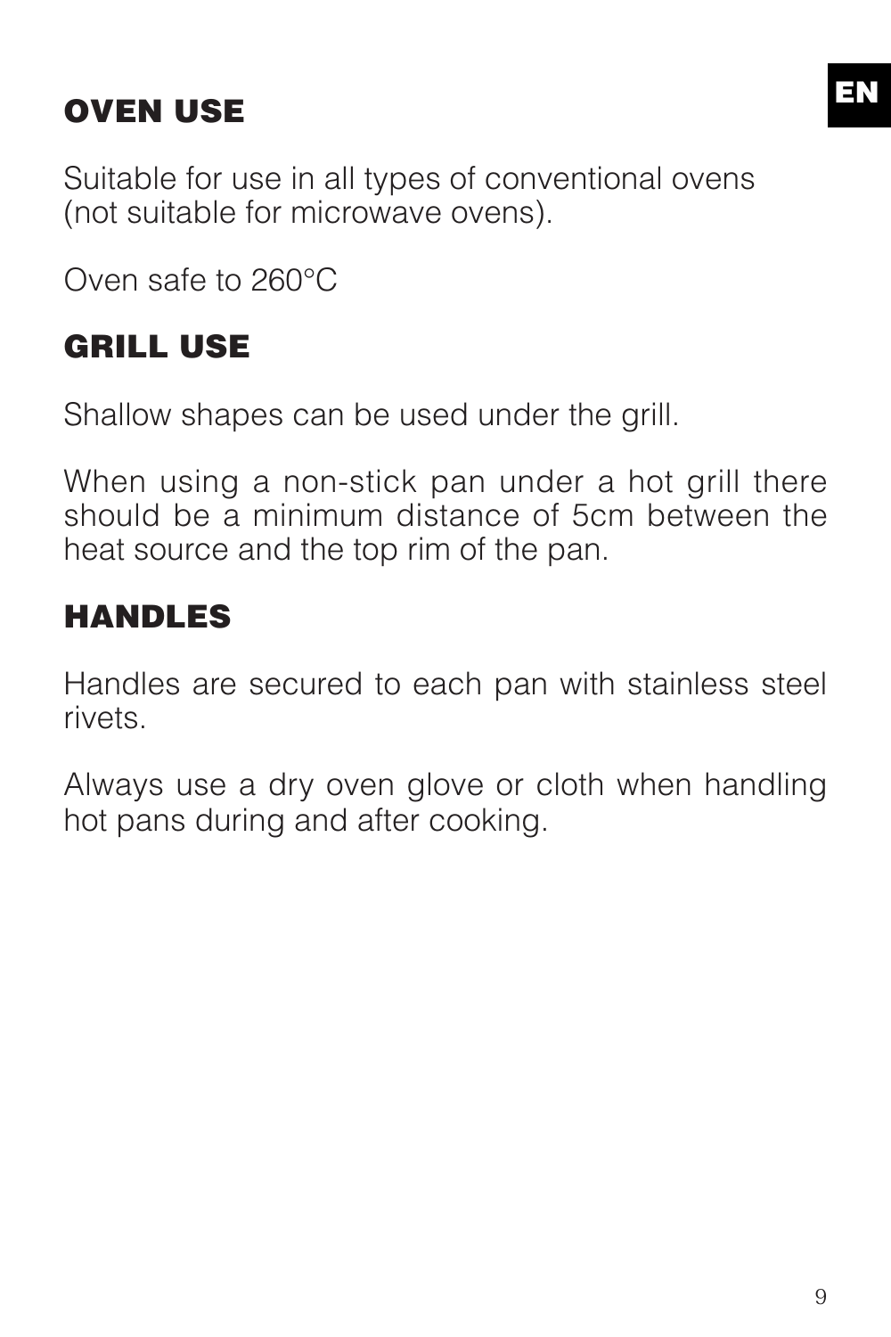## OVEN USE

Suitable for use in all types of conventional ovens (not suitable for microwave ovens).

Oven safe to 260°C

## GRILL USE

Shallow shapes can be used under the grill.

When using a non-stick pan under a hot grill there should be a minimum distance of 5cm between the heat source and the top rim of the pan.

## HANDLES

Handles are secured to each pan with stainless steel rivets.

Always use a dry oven glove or cloth when handling hot pans during and after cooking.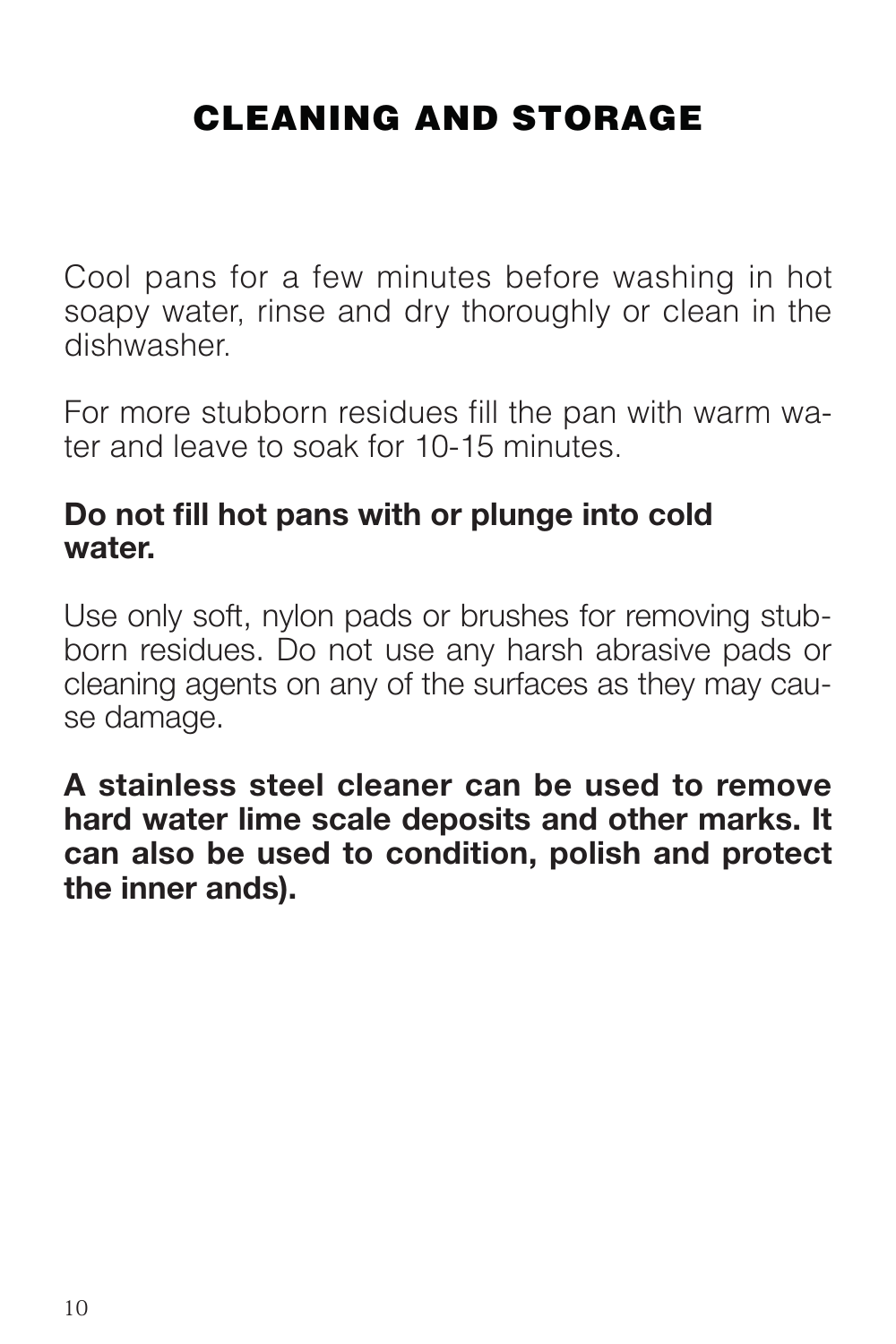# CLEANING AND STORAGE

Cool pans for a few minutes before washing in hot soapy water, rinse and dry thoroughly or clean in the dishwasher.

For more stubborn residues fill the pan with warm water and leave to soak for 10-15 minutes.

**Do not fill hot pans with or plunge into cold water.**

Use only soft, nylon pads or brushes for removing stubborn residues. Do not use any harsh abrasive pads or cleaning agents on any of the surfaces as they may cause damage.

**A stainless steel cleaner can be used to remove hard water lime scale deposits and other marks. It can also be used to condition, polish and protect the inner ands).**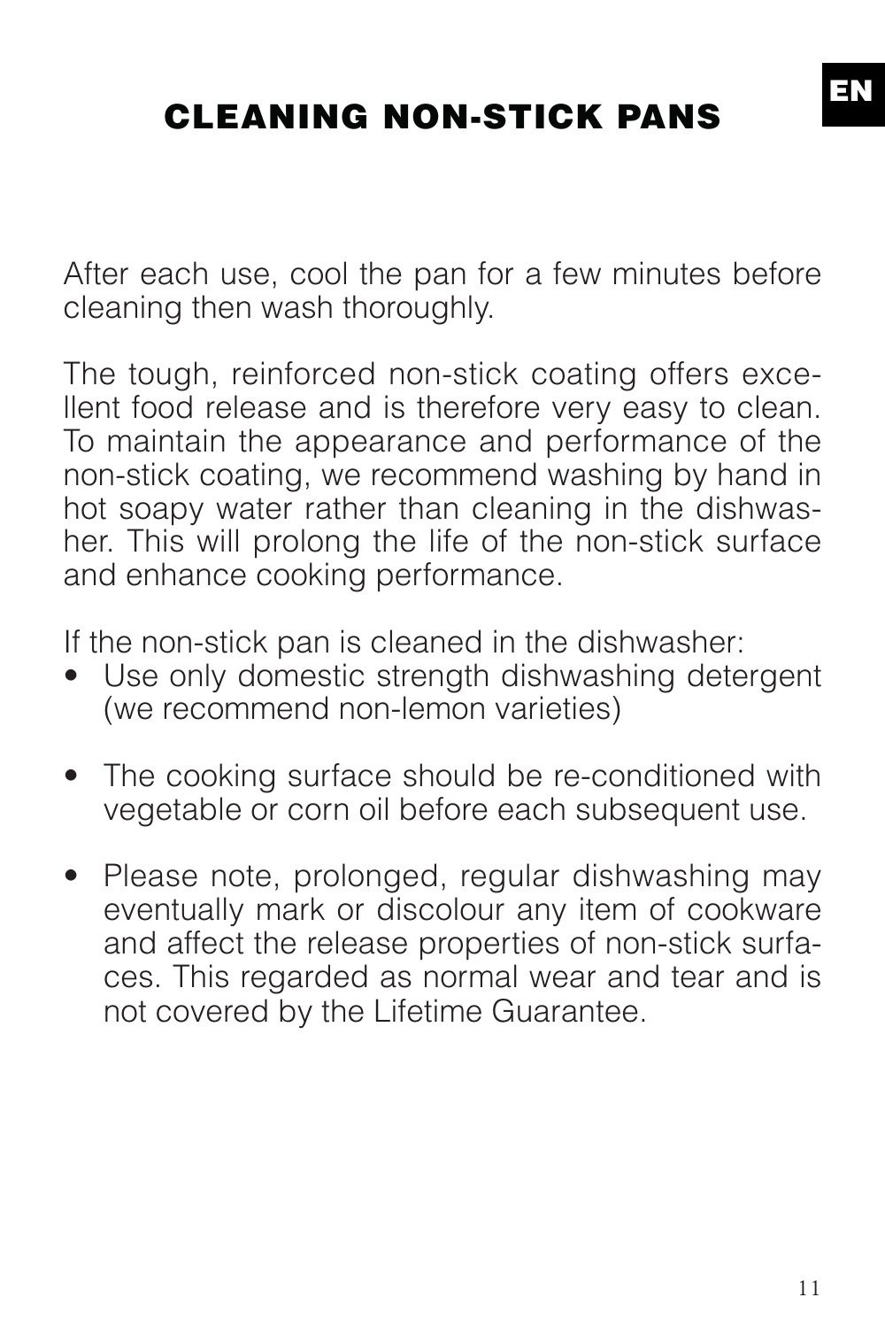# CLEANING NON-STICK PANS

After each use, cool the pan for a few minutes before cleaning then wash thoroughly.

The tough, reinforced non-stick coating offers excellent food release and is therefore very easy to clean. To maintain the appearance and performance of the non-stick coating, we recommend washing by hand in hot soapy water rather than cleaning in the dishwasher. This will prolong the life of the non-stick surface and enhance cooking performance.

If the non-stick pan is cleaned in the dishwasher:

- Use only domestic strength dishwashing detergent (we recommend non-lemon varieties)
- The cooking surface should be re-conditioned with vegetable or corn oil before each subsequent use.
- Please note, prolonged, regular dishwashing may eventually mark or discolour any item of cookware and affect the release properties of non-stick surfaces. This regarded as normal wear and tear and is not covered by the Lifetime Guarantee.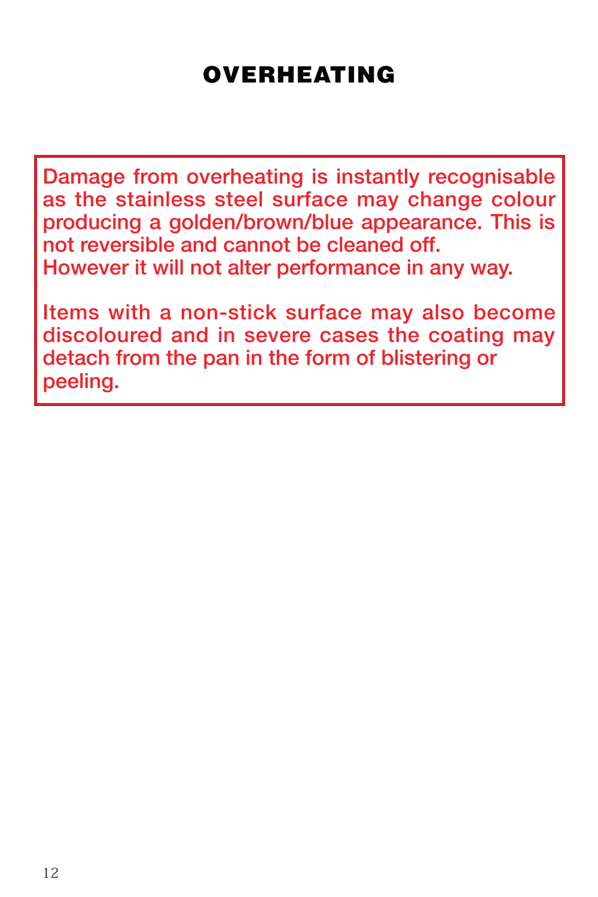# OVERHEATING

Damage from overheating is instantly recognisable as the stainless steel surface may change colour producing a golden/brown/blue appearance. This is not reversible and cannot be cleaned off.
However it will not alter performance in any way.

Items with a non-stick surface may also become discoloured and in severe cases the coating may detach from the pan in the form of blistering or peeling.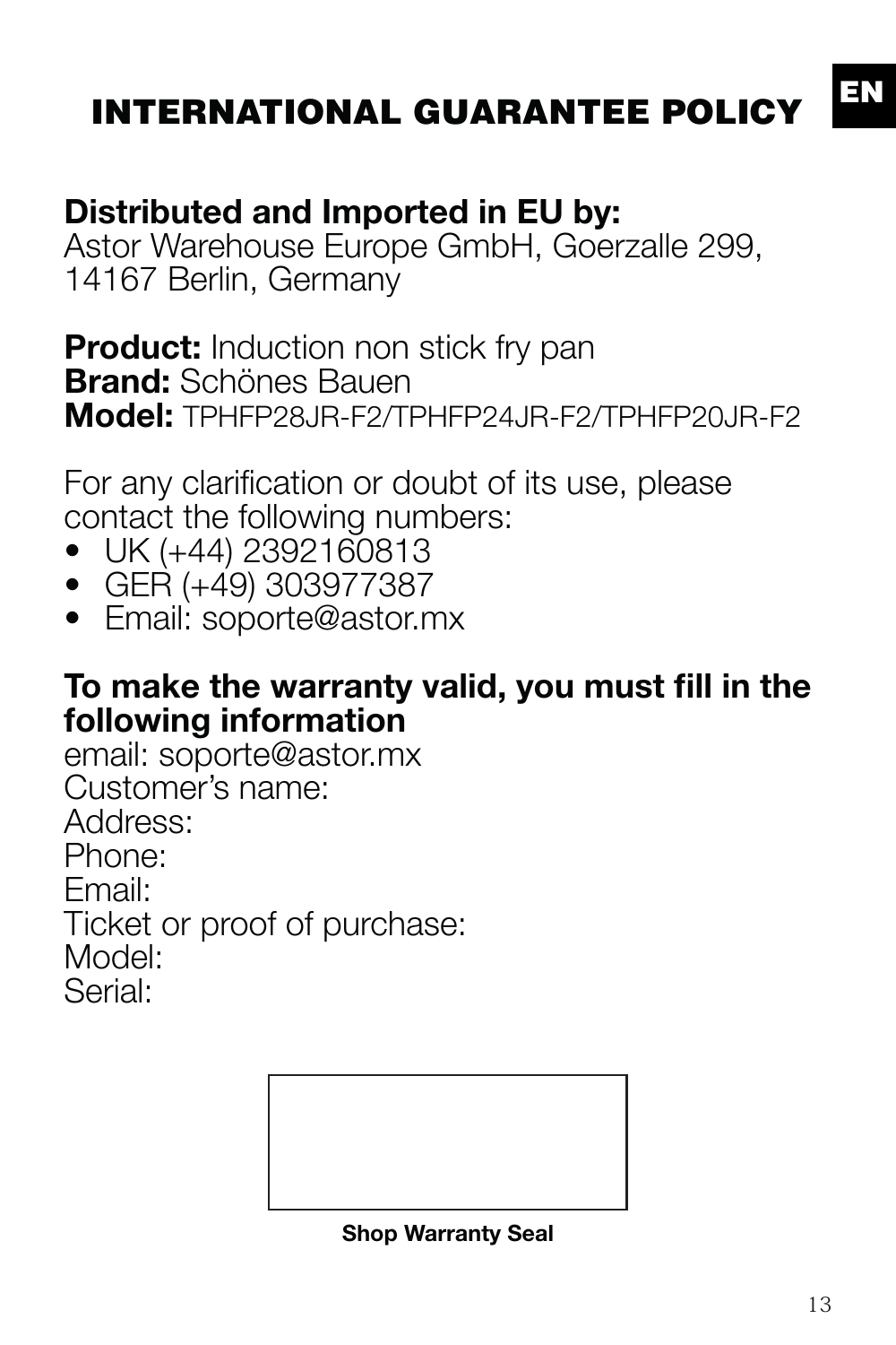# INTERNATIONAL GUARANTEE POLICY

EN

**Distributed and Imported in EU by:**
Astor Warehouse Europe GmbH, Goerzalle 299, 14167 Berlin, Germany

**Product:** Induction non stick fry pan
**Brand:** Schönes Bauen
**Model:** TPHFP28JR-F2/TPHFP24JR-F2/TPHFP20JR-F2

For any clarification or doubt of its use, please contact the following numbers:

- UK (+44) 2392160813
- GER (+49) 303977387
- Email: soporte@astor.mx

**To make the warranty valid, you must fill in the following information**
email: soporte@astor.mx
Customer's name:
Address:
Phone:
Email:
Ticket or proof of purchase:
Model:
Serial:

**Shop Warranty Seal**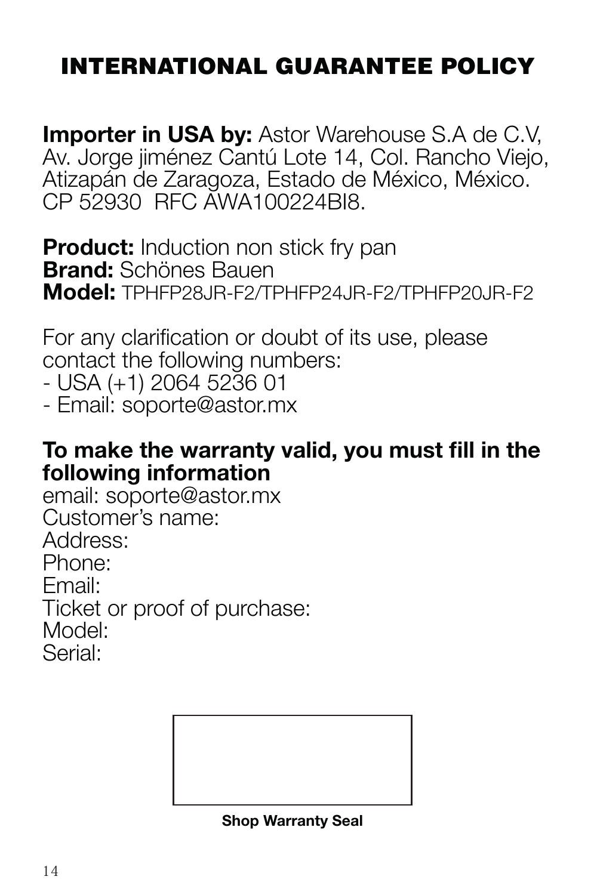# INTERNATIONAL GUARANTEE POLICY

**Importer in USA by:** Astor Warehouse S.A de C.V, Av. Jorge jiménez Cantú Lote 14, Col. Rancho Viejo, Atizapán de Zaragoza, Estado de México, México. CP 52930 RFC AWA100224BI8.

**Product:** Induction non stick fry pan
**Brand:** Schönes Bauen
**Model:** TPHFP28JR-F2/TPHFP24JR-F2/TPHFP20JR-F2

For any clarification or doubt of its use, please contact the following numbers:

- USA (+1) 2064 5236 01
- Email: soporte@astor.mx

**To make the warranty valid, you must fill in the following information**

email: soporte@astor.mx
Customer's name:
Address:
Phone:
Email:
Ticket or proof of purchase:
Model:
Serial:

**Shop Warranty Seal**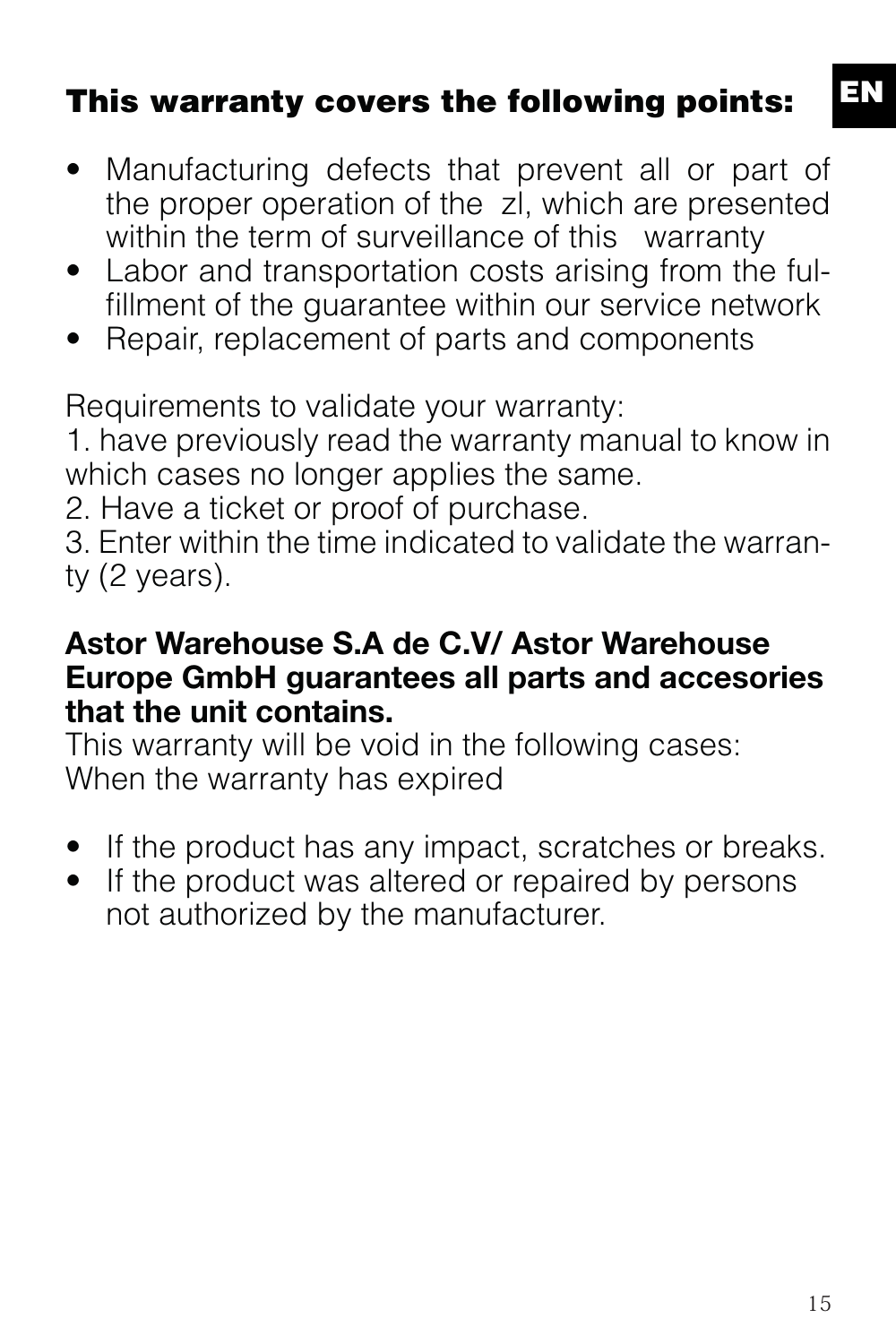## This warranty covers the following points:

- Manufacturing defects that prevent all or part of the proper operation of the zl, which are presented within the term of surveillance of this warranty
- Labor and transportation costs arising from the fulfillment of the guarantee within our service network
- Repair, replacement of parts and components

Requirements to validate your warranty:
1. have previously read the warranty manual to know in which cases no longer applies the same.
2. Have a ticket or proof of purchase.
3. Enter within the time indicated to validate the warranty (2 years).

**Astor Warehouse S.A de C.V/ Astor Warehouse Europe GmbH guarantees all parts and accesories that the unit contains.**
This warranty will be void in the following cases:
When the warranty has expired

- If the product has any impact, scratches or breaks.
- If the product was altered or repaired by persons not authorized by the manufacturer.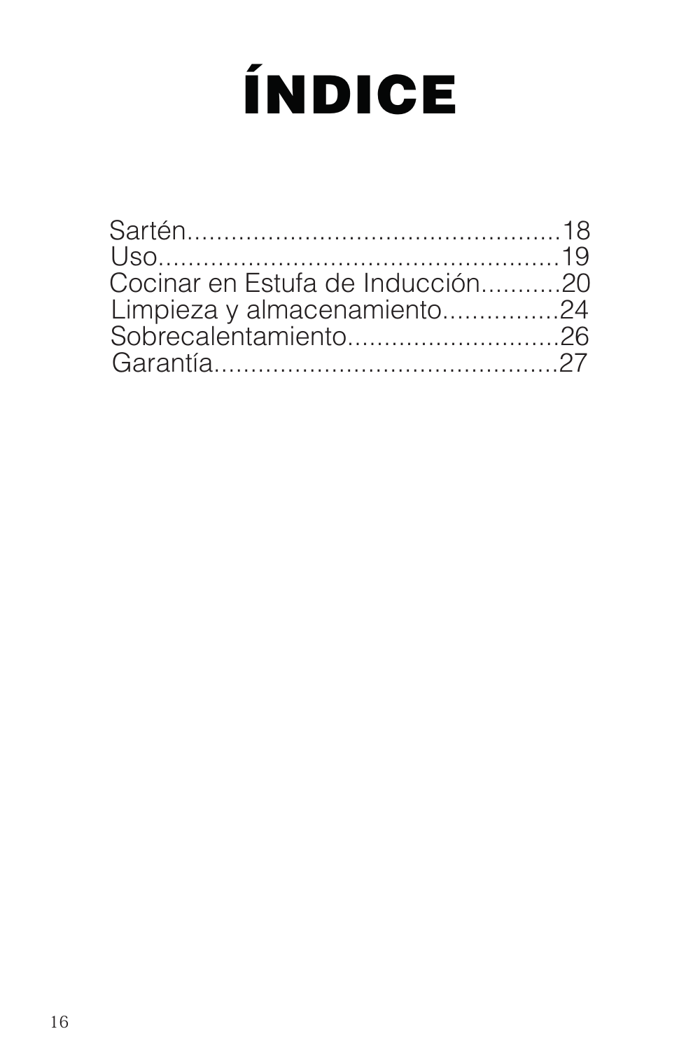# ÍNDICE

Sartén.................................................18
Uso....................................................19
Cocinar en Estufa de Inducción...........20
Limpieza y almacenamiento................24
Sobrecalentamiento.............................26
Garantía..............................................27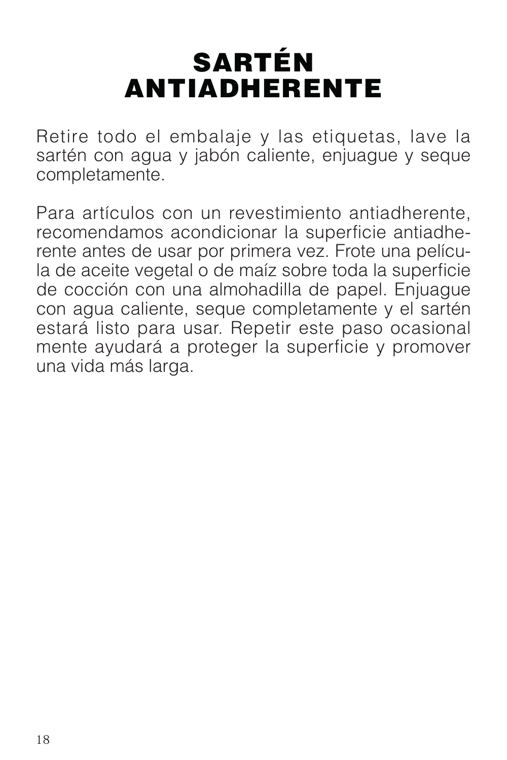# SARTÉN ANTIADHERENTE

Retire todo el embalaje y las etiquetas, lave la sartén con agua y jabón caliente, enjuague y seque completamente.

Para artículos con un revestimiento antiadherente, recomendamos acondicionar la superficie antiadherente antes de usar por primera vez. Frote una película de aceite vegetal o de maíz sobre toda la superficie de cocción con una almohadilla de papel. Enjuague con agua caliente, seque completamente y el sartén estará listo para usar. Repetir este paso ocasional mente ayudará a proteger la superficie y promover una vida más larga.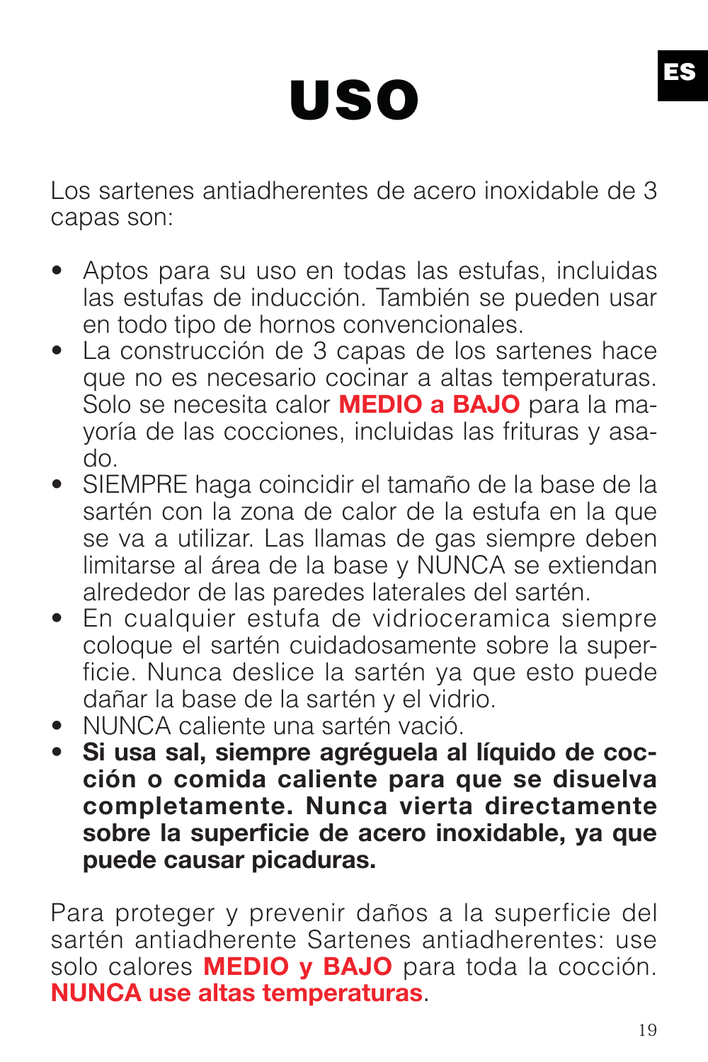# USO

Los sartenes antiadherentes de acero inoxidable de 3 capas son:

- Aptos para su uso en todas las estufas, incluidas las estufas de inducción. También se pueden usar en todo tipo de hornos convencionales.
- La construcción de 3 capas de los sartenes hace que no es necesario cocinar a altas temperaturas. Solo se necesita calor **MEDIO a BAJO** para la mayoría de las cocciones, incluidas las frituras y asado.
- SIEMPRE haga coincidir el tamaño de la base de la sartén con la zona de calor de la estufa en la que se va a utilizar. Las llamas de gas siempre deben limitarse al área de la base y NUNCA se extiendan alrededor de las paredes laterales del sartén.
- En cualquier estufa de vidrioceramica siempre coloque el sartén cuidadosamente sobre la superficie. Nunca deslice la sartén ya que esto puede dañar la base de la sartén y el vidrio.
- NUNCA caliente una sartén vació.
- **Si usa sal, siempre agréguela al líquido de cocción o comida caliente para que se disuelva completamente. Nunca vierta directamente sobre la superficie de acero inoxidable, ya que puede causar picaduras.**

Para proteger y prevenir daños a la superficie del sartén antiadherente Sartenes antiadherentes: use solo calores **MEDIO y BAJO** para toda la cocción. **NUNCA use altas temperaturas**.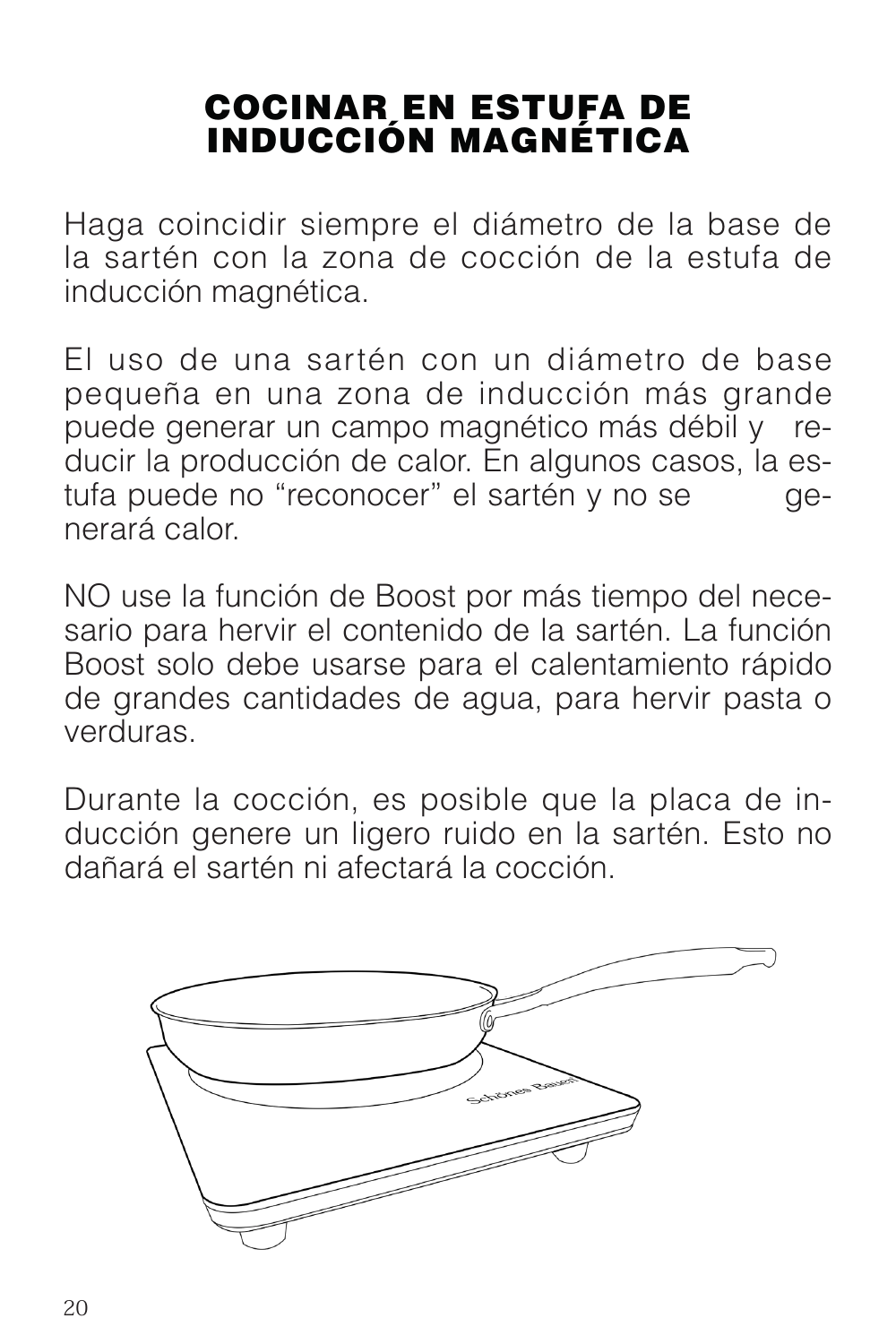# COCINAR EN ESTUFA DE INDUCCIÓN MAGNÉTICA

Haga coincidir siempre el diámetro de la base de la sartén con la zona de cocción de la estufa de inducción magnética.

El uso de una sartén con un diámetro de base pequeña en una zona de inducción más grande puede generar un campo magnético más débil y reducir la producción de calor. En algunos casos, la estufa puede no "reconocer" el sartén y no se generará calor.

NO use la función de Boost por más tiempo del necesario para hervir el contenido de la sartén. La función Boost solo debe usarse para el calentamiento rápido de grandes cantidades de agua, para hervir pasta o verduras.

Durante la cocción, es posible que la placa de inducción genere un ligero ruido en la sartén. Esto no dañará el sartén ni afectará la cocción.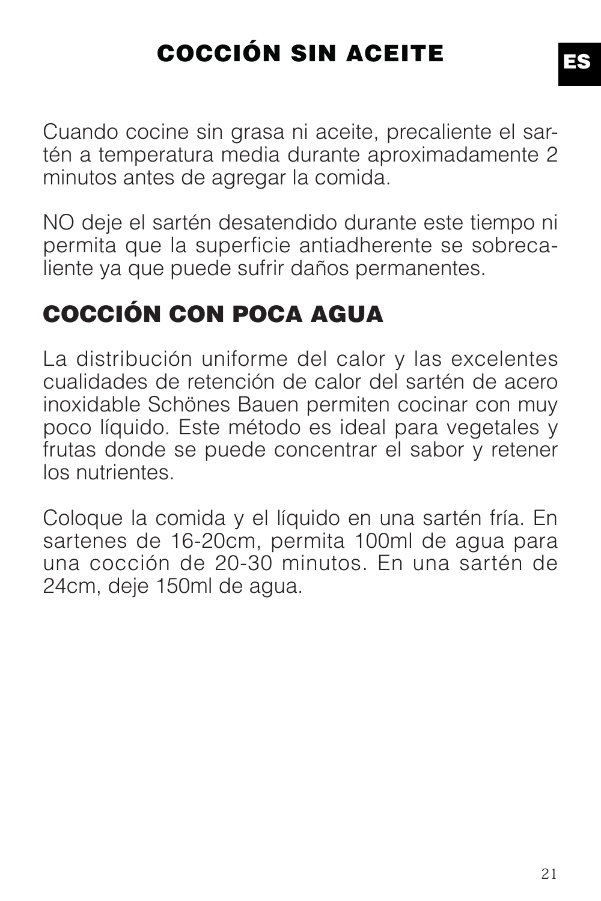# COCCIÓN SIN ACEITE

Cuando cocine sin grasa ni aceite, precaliente el sartén a temperatura media durante aproximadamente 2 minutos antes de agregar la comida.

NO deje el sartén desatendido durante este tiempo ni permita que la superficie antiadherente se sobrecaliente ya que puede sufrir daños permanentes.

## COCCIÓN CON POCA AGUA

La distribución uniforme del calor y las excelentes cualidades de retención de calor del sartén de acero inoxidable Schönes Bauen permiten cocinar con muy poco líquido. Este método es ideal para vegetales y frutas donde se puede concentrar el sabor y retener los nutrientes.

Coloque la comida y el líquido en una sartén fría. En sartenes de 16-20cm, permita 100ml de agua para una cocción de 20-30 minutos. En una sartén de 24cm, deje 150ml de agua.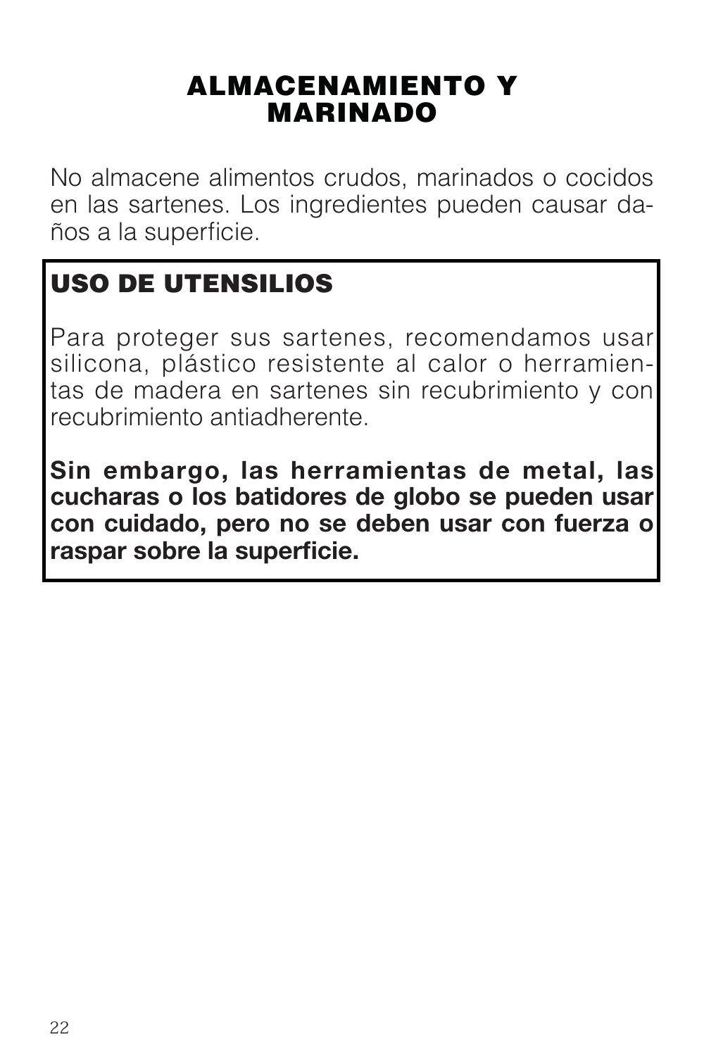# ALMACENAMIENTO Y MARINADO

No almacene alimentos crudos, marinados o cocidos en las sartenes. Los ingredientes pueden causar daños a la superficie.

## USO DE UTENSILIOS

Para proteger sus sartenes, recomendamos usar silicona, plástico resistente al calor o herramientas de madera en sartenes sin recubrimiento y con recubrimiento antiadherente.

**Sin embargo, las herramientas de metal, las cucharas o los batidores de globo se pueden usar con cuidado, pero no se deben usar con fuerza o raspar sobre la superficie.**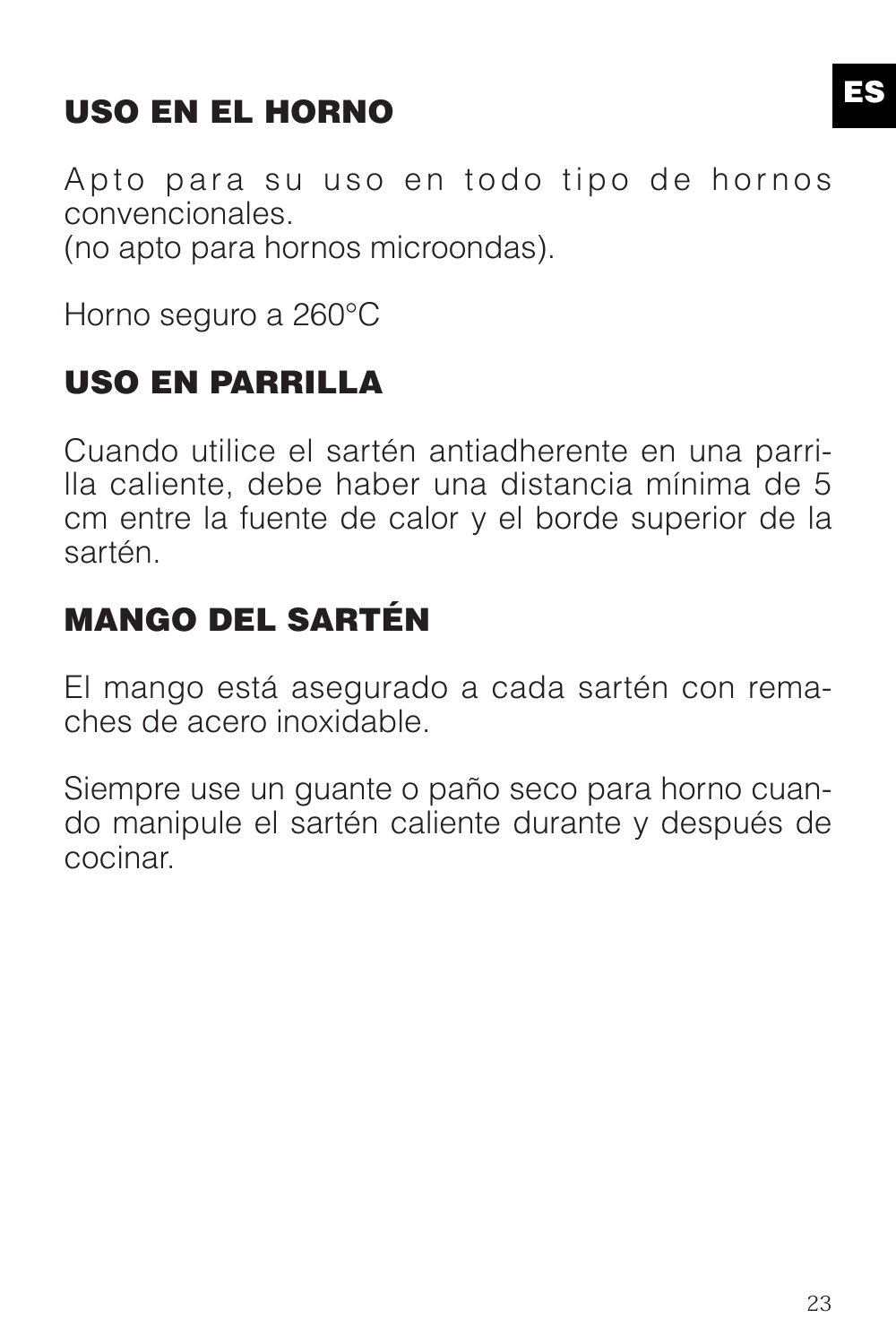## USO EN EL HORNO

Apto para su uso en todo tipo de hornos convencionales.
(no apto para hornos microondas).

Horno seguro a 260°C

## USO EN PARRILLA

Cuando utilice el sartén antiadherente en una parrilla caliente, debe haber una distancia mínima de 5 cm entre la fuente de calor y el borde superior de la sartén.

## MANGO DEL SARTÉN

El mango está asegurado a cada sartén con remaches de acero inoxidable.

Siempre use un guante o paño seco para horno cuando manipule el sartén caliente durante y después de cocinar.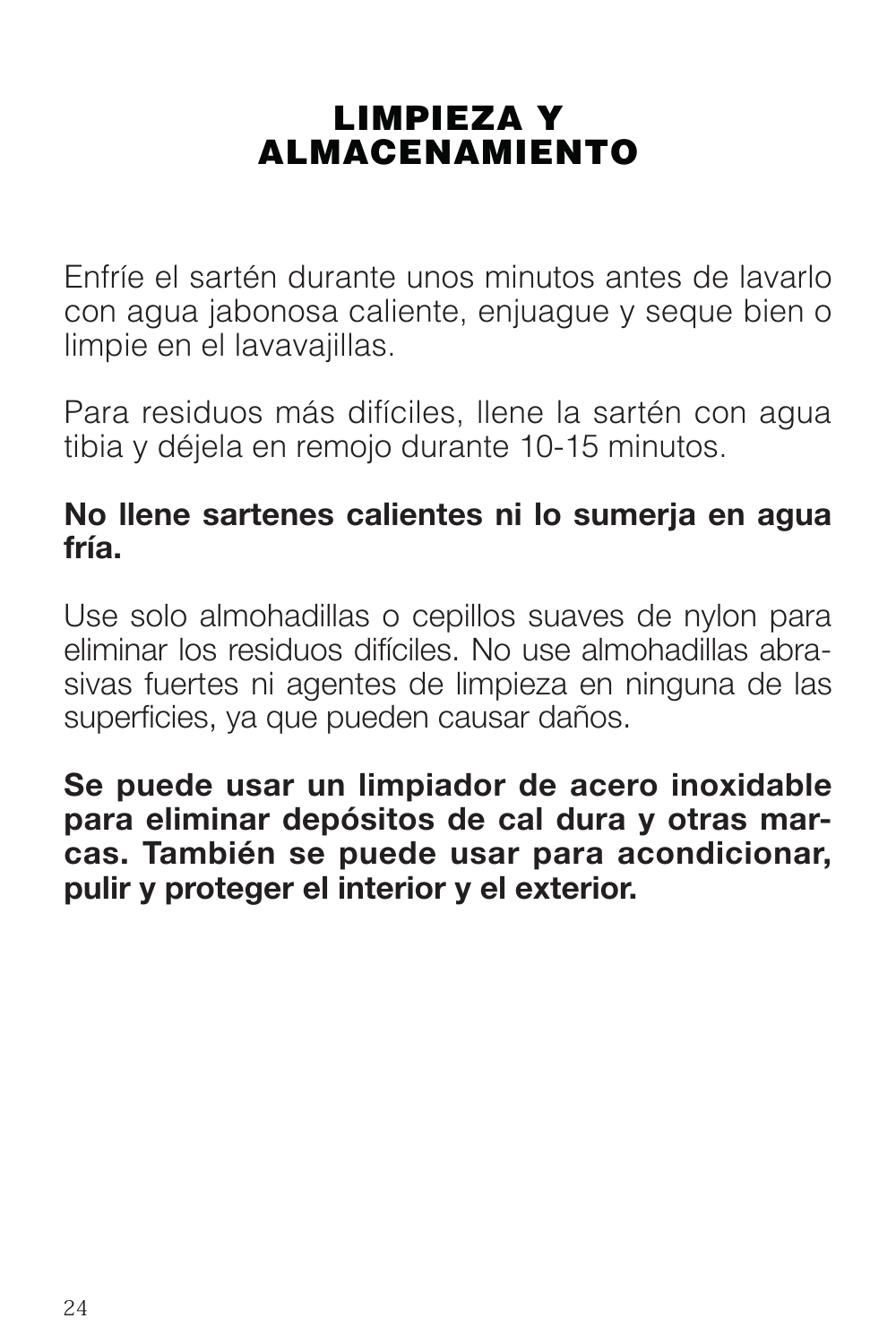# LIMPIEZA Y ALMACENAMIENTO

Enfríe el sartén durante unos minutos antes de lavarlo con agua jabonosa caliente, enjuague y seque bien o limpie en el lavavajillas.

Para residuos más difíciles, llene la sartén con agua tibia y déjela en remojo durante 10-15 minutos.

**No llene sartenes calientes ni lo sumerja en agua fría.**

Use solo almohadillas o cepillos suaves de nylon para eliminar los residuos difíciles. No use almohadillas abrasivas fuertes ni agentes de limpieza en ninguna de las superficies, ya que pueden causar daños.

**Se puede usar un limpiador de acero inoxidable para eliminar depósitos de cal dura y otras marcas. También se puede usar para acondicionar, pulir y proteger el interior y el exterior.**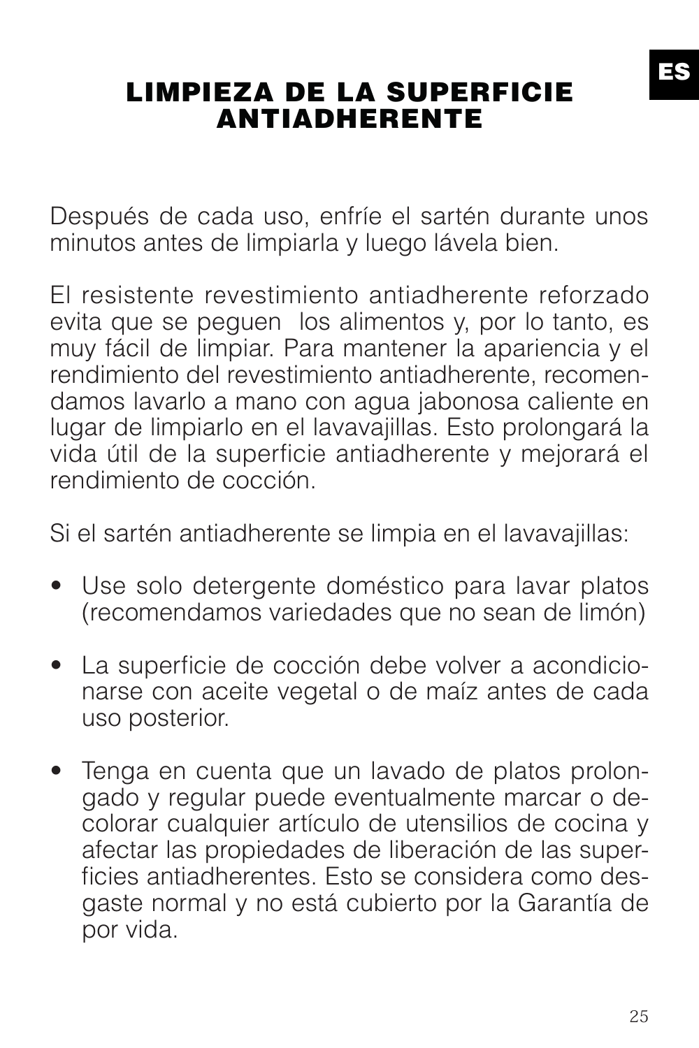# LIMPIEZA DE LA SUPERFICIE ANTIADHERENTE

Después de cada uso, enfríe el sartén durante unos minutos antes de limpiarla y luego lávela bien.

El resistente revestimiento antiadherente reforzado evita que se peguen los alimentos y, por lo tanto, es muy fácil de limpiar. Para mantener la apariencia y el rendimiento del revestimiento antiadherente, recomendamos lavarlo a mano con agua jabonosa caliente en lugar de limpiarlo en el lavavajillas. Esto prolongará la vida útil de la superficie antiadherente y mejorará el rendimiento de cocción.

Si el sartén antiadherente se limpia en el lavavajillas:

- Use solo detergente doméstico para lavar platos (recomendamos variedades que no sean de limón)
- La superficie de cocción debe volver a acondicionarse con aceite vegetal o de maíz antes de cada uso posterior.
- Tenga en cuenta que un lavado de platos prolongado y regular puede eventualmente marcar o decolorar cualquier artículo de utensilios de cocina y afectar las propiedades de liberación de las superficies antiadherentes. Esto se considera como desgaste normal y no está cubierto por la Garantía de por vida.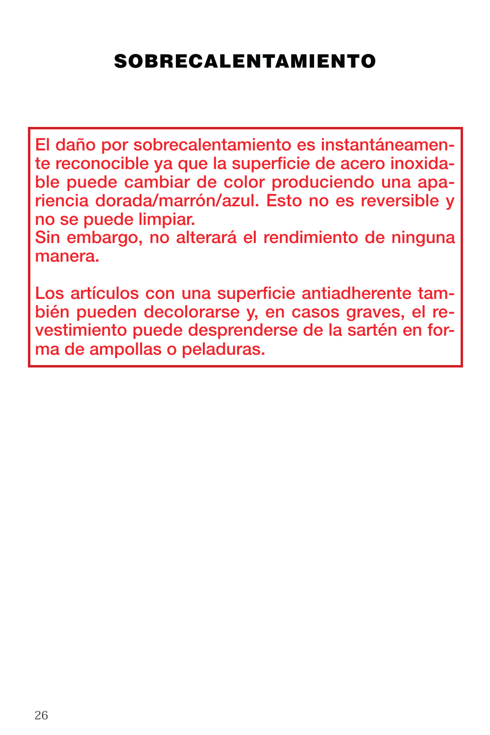# SOBRECALENTAMIENTO

El daño por sobrecalentamiento es instantáneamente reconocible ya que la superficie de acero inoxidable puede cambiar de color produciendo una apariencia dorada/marrón/azul. Esto no es reversible y no se puede limpiar.
Sin embargo, no alterará el rendimiento de ninguna manera.

Los artículos con una superficie antiadherente también pueden decolorarse y, en casos graves, el revestimiento puede desprenderse de la sartén en forma de ampollas o peladuras.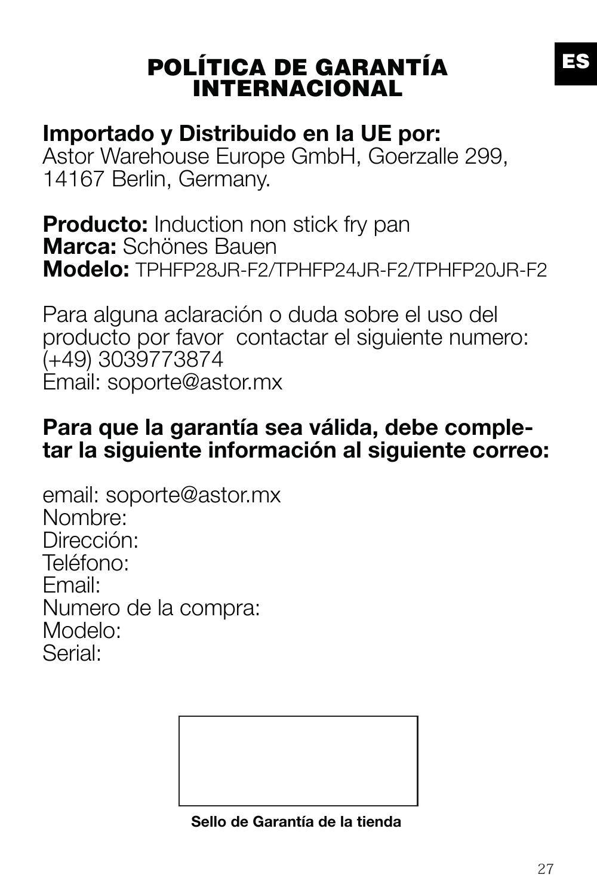# POLÍTICA DE GARANTÍA INTERNACIONAL

**Importado y Distribuido en la UE por:**
Astor Warehouse Europe GmbH, Goerzalle 299, 14167 Berlin, Germany.

**Producto:** Induction non stick fry pan
**Marca:** Schönes Bauen
**Modelo:** TPHFP28JR-F2/TPHFP24JR-F2/TPHFP20JR-F2

Para alguna aclaración o duda sobre el uso del producto por favor contactar el siguiente numero: (+49) 3039773874
Email: soporte@astor.mx

**Para que la garantía sea válida, debe completar la siguiente información al siguiente correo:**

email: soporte@astor.mx
Nombre:
Dirección:
Teléfono:
Email:
Numero de la compra:
Modelo:
Serial:

**Sello de Garantía de la tienda**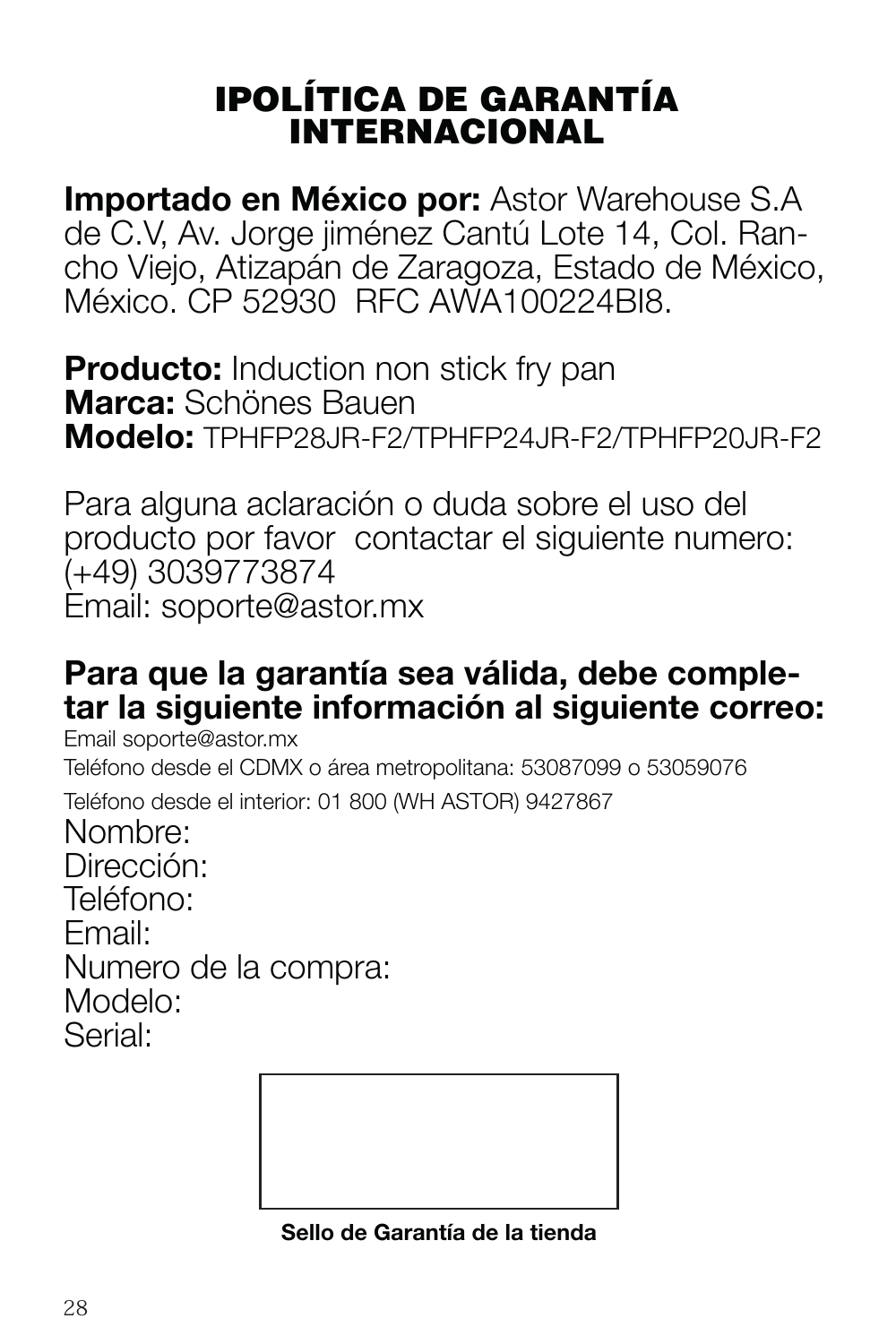# IPOLÍTICA DE GARANTÍA INTERNACIONAL

**Importado en México por:** Astor Warehouse S.A de C.V, Av. Jorge jiménez Cantú Lote 14, Col. Rancho Viejo, Atizapán de Zaragoza, Estado de México, México. CP 52930 RFC AWA100224BI8.

**Producto:** Induction non stick fry pan
**Marca:** Schönes Bauen
**Modelo:** TPHFP28JR-F2/TPHFP24JR-F2/TPHFP20JR-F2

Para alguna aclaración o duda sobre el uso del producto por favor contactar el siguiente numero: (+49) 3039773874
Email: soporte@astor.mx

**Para que la garantía sea válida, debe completar la siguiente información al siguiente correo:**

Email soporte@astor.mx
Teléfono desde el CDMX o área metropolitana: 53087099 o 53059076
Teléfono desde el interior: 01 800 (WH ASTOR) 9427867

Nombre:
Dirección:
Teléfono:
Email:
Numero de la compra:
Modelo:
Serial:

**Sello de Garantía de la tienda**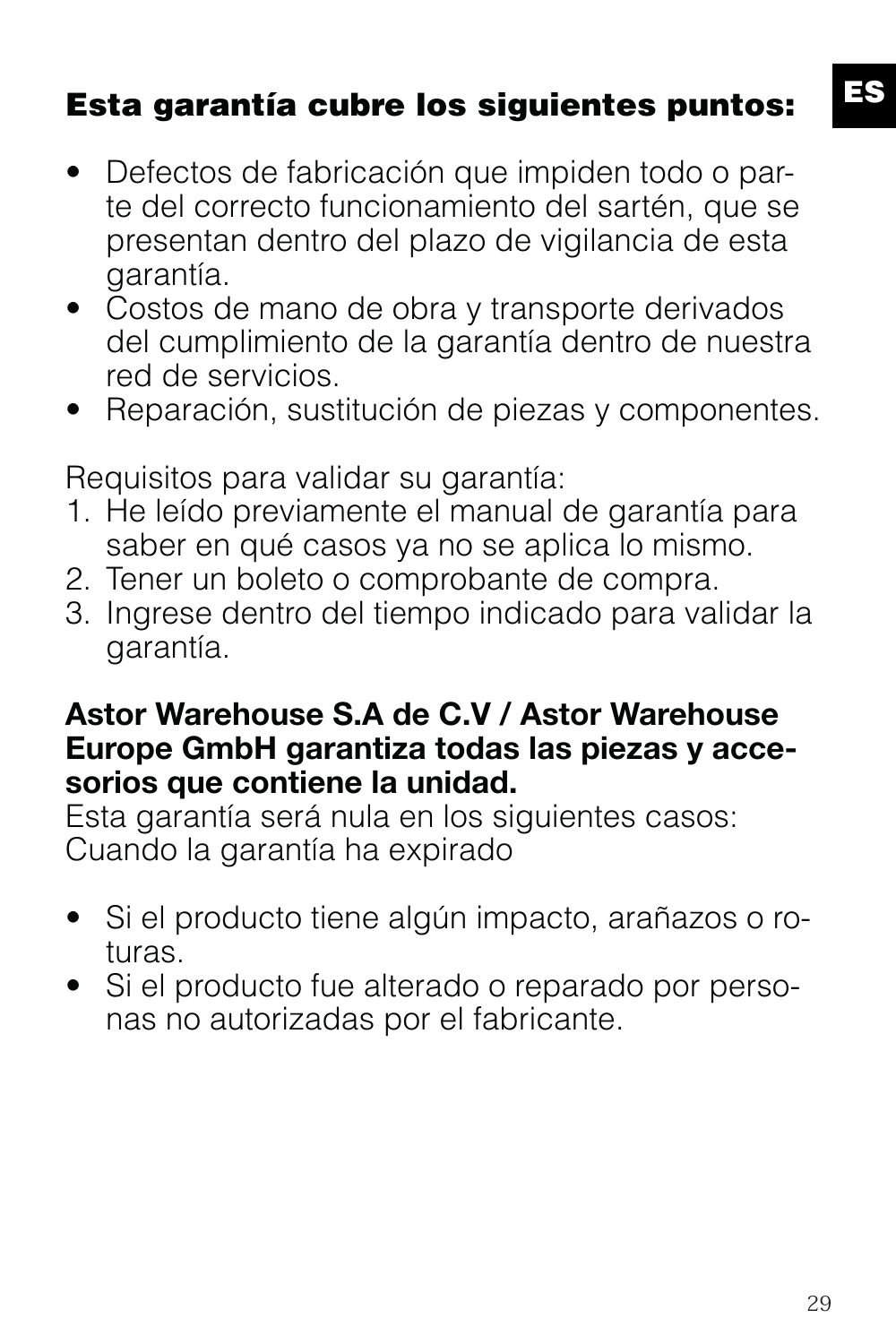## Esta garantía cubre los siguientes puntos:

- Defectos de fabricación que impiden todo o parte del correcto funcionamiento del sartén, que se presentan dentro del plazo de vigilancia de esta garantía.
- Costos de mano de obra y transporte derivados del cumplimiento de la garantía dentro de nuestra red de servicios.
- Reparación, sustitución de piezas y componentes.

Requisitos para validar su garantía:

1. He leído previamente el manual de garantía para saber en qué casos ya no se aplica lo mismo.
2. Tener un boleto o comprobante de compra.
3. Ingrese dentro del tiempo indicado para validar la garantía.

**Astor Warehouse S.A de C.V / Astor Warehouse Europe GmbH garantiza todas las piezas y accesorios que contiene la unidad.**
Esta garantía será nula en los siguientes casos:
Cuando la garantía ha expirado

- Si el producto tiene algún impacto, arañazos o roturas.
- Si el producto fue alterado o reparado por personas no autorizadas por el fabricante.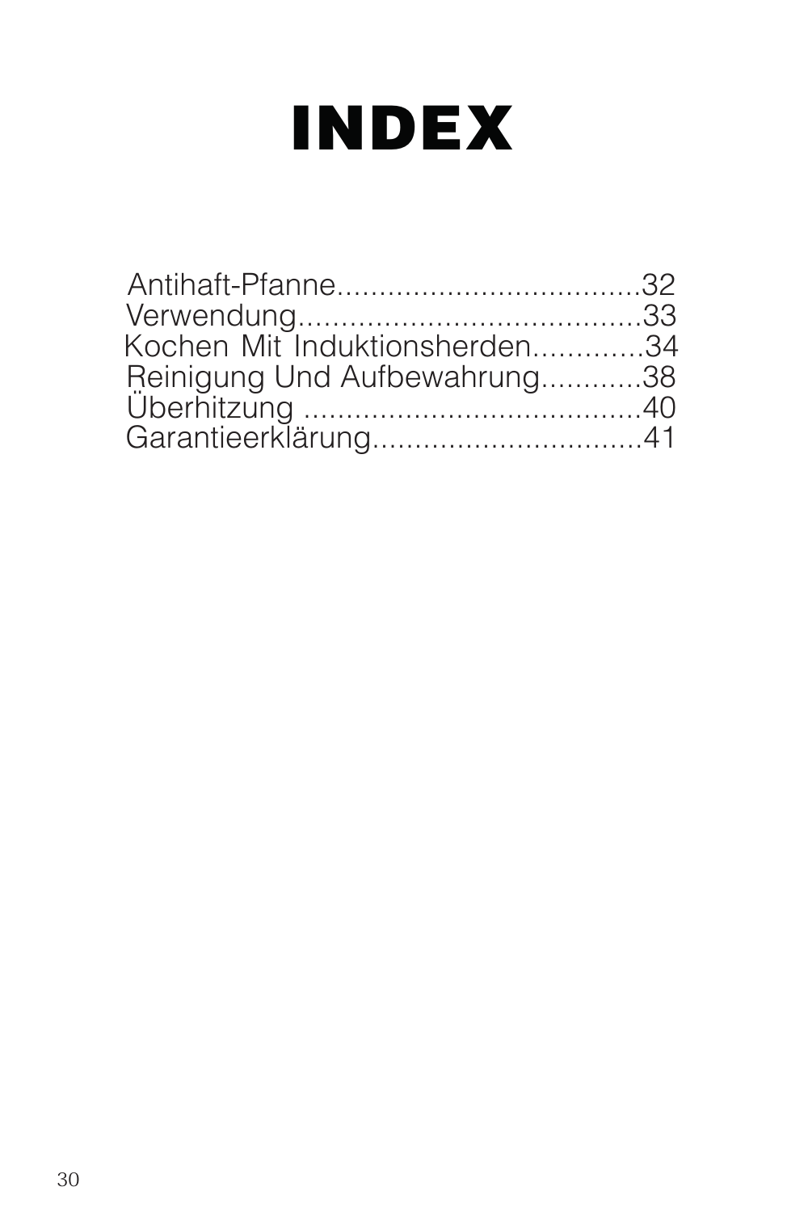# INDEX

Antihaft-Pfanne....................................32
Verwendung........................................33
Kochen Mit Induktionsherden.............34
Reinigung Und Aufbewahrung............38
Überhitzung ........................................40
Garantieerklärung................................41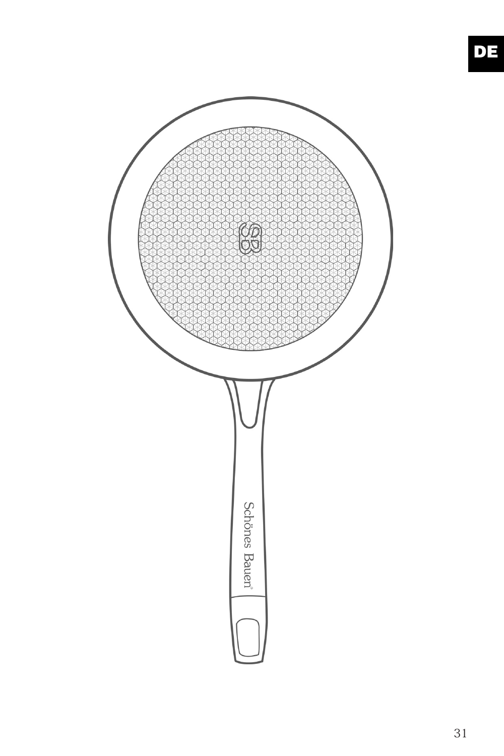DE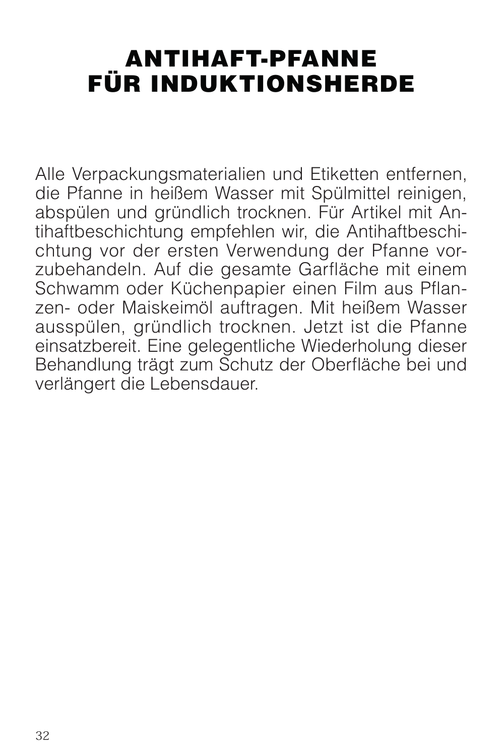# ANTIHAFT-PFANNE FÜR INDUKTIONSHERDE

Alle Verpackungsmaterialien und Etiketten entfernen, die Pfanne in heißem Wasser mit Spülmittel reinigen, abspülen und gründlich trocknen. Für Artikel mit Antihaftbeschichtung empfehlen wir, die Antihaftbeschichtung vor der ersten Verwendung der Pfanne vorzubehandeln. Auf die gesamte Garfläche mit einem Schwamm oder Küchenpapier einen Film aus Pflanzen- oder Maiskeimöl auftragen. Mit heißem Wasser ausspülen, gründlich trocknen. Jetzt ist die Pfanne einsatzbereit. Eine gelegentliche Wiederholung dieser Behandlung trägt zum Schutz der Oberfläche bei und verlängert die Lebensdauer.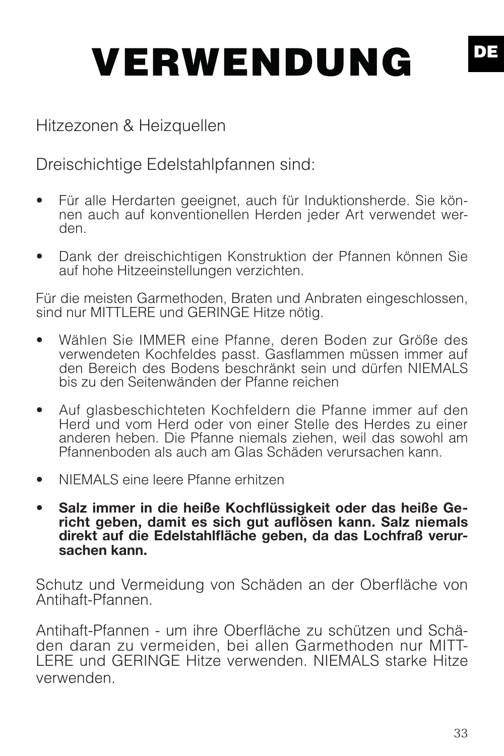# VERWENDUNG

Hitzezonen & Heizquellen

Dreischichtige Edelstahlpfannen sind:

- Für alle Herdarten geeignet, auch für Induktionsherde. Sie können auch auf konventionellen Herden jeder Art verwendet werden.
- Dank der dreischichtigen Konstruktion der Pfannen können Sie auf hohe Hitzeeinstellungen verzichten.

Für die meisten Garmethoden, Braten und Anbraten eingeschlossen, sind nur MITTLERE und GERINGE Hitze nötig.

- Wählen Sie IMMER eine Pfanne, deren Boden zur Größe des verwendeten Kochfeldes passt. Gasflammen müssen immer auf den Bereich des Bodens beschränkt sein und dürfen NIEMALS bis zu den Seitenwänden der Pfanne reichen
- Auf glasbeschichteten Kochfeldern die Pfanne immer auf den Herd und vom Herd oder von einer Stelle des Herdes zu einer anderen heben. Die Pfanne niemals ziehen, weil das sowohl am Pfannenboden als auch am Glas Schäden verursachen kann.
- NIEMALS eine leere Pfanne erhitzen
- **Salz immer in die heiße Kochflüssigkeit oder das heiße Gericht geben, damit es sich gut auflösen kann. Salz niemals direkt auf die Edelstahlfläche geben, da das Lochfraß verursachen kann.**

Schutz und Vermeidung von Schäden an der Oberfläche von Antihaft-Pfannen.

Antihaft-Pfannen - um ihre Oberfläche zu schützen und Schäden daran zu vermeiden, bei allen Garmethoden nur MITTLERE und GERINGE Hitze verwenden. NIEMALS starke Hitze verwenden.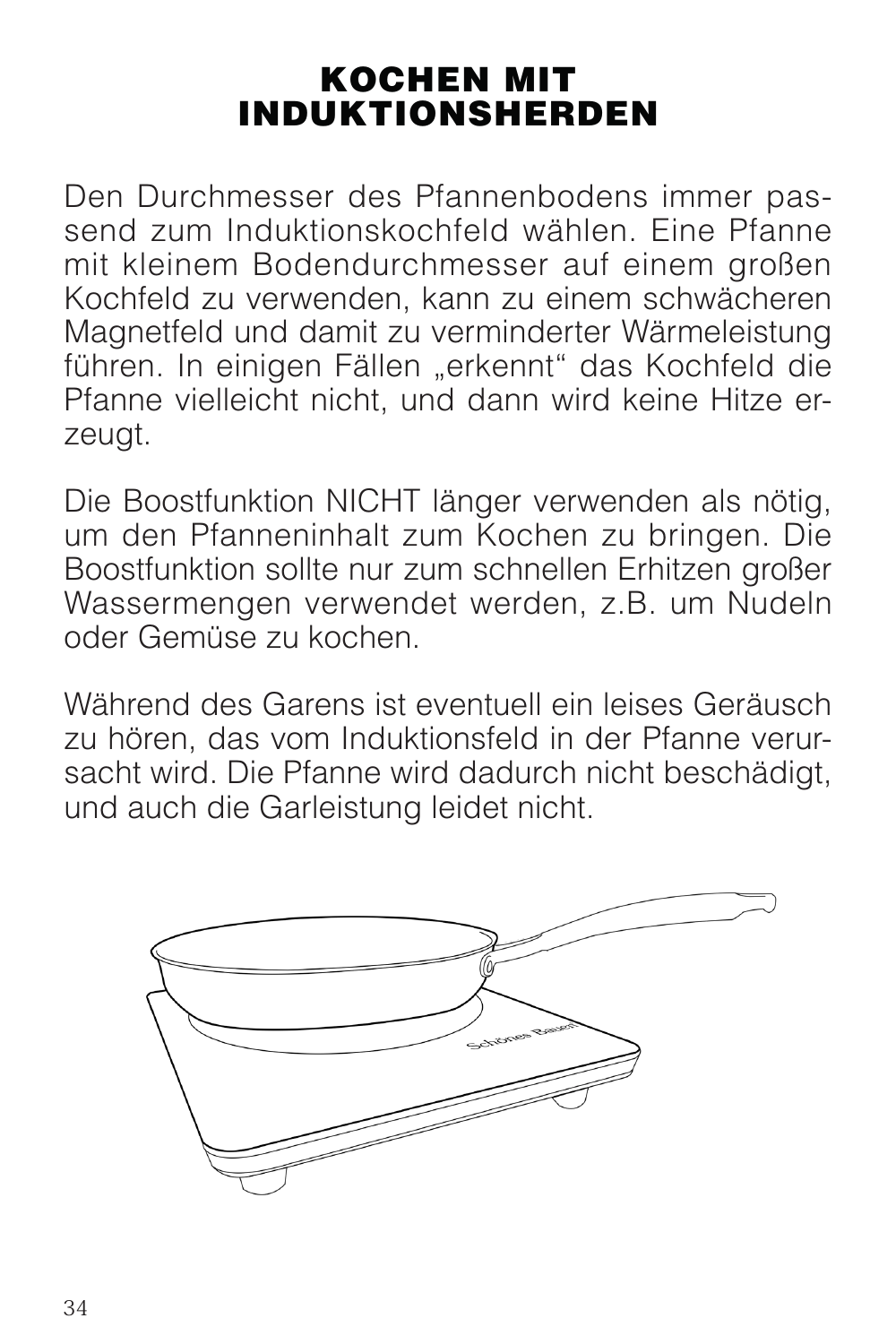# KOCHEN MIT INDUKTIONSHERDEN

Den Durchmesser des Pfannenbodens immer passend zum Induktionskochfeld wählen. Eine Pfanne mit kleinem Bodendurchmesser auf einem großen Kochfeld zu verwenden, kann zu einem schwächeren Magnetfeld und damit zu verminderter Wärmeleistung führen. In einigen Fällen „erkennt" das Kochfeld die Pfanne vielleicht nicht, und dann wird keine Hitze erzeugt.

Die Boostfunktion NICHT länger verwenden als nötig, um den Pfanneninhalt zum Kochen zu bringen. Die Boostfunktion sollte nur zum schnellen Erhitzen großer Wassermengen verwendet werden, z.B. um Nudeln oder Gemüse zu kochen.

Während des Garens ist eventuell ein leises Geräusch zu hören, das vom Induktionsfeld in der Pfanne verursacht wird. Die Pfanne wird dadurch nicht beschädigt, und auch die Garleistung leidet nicht.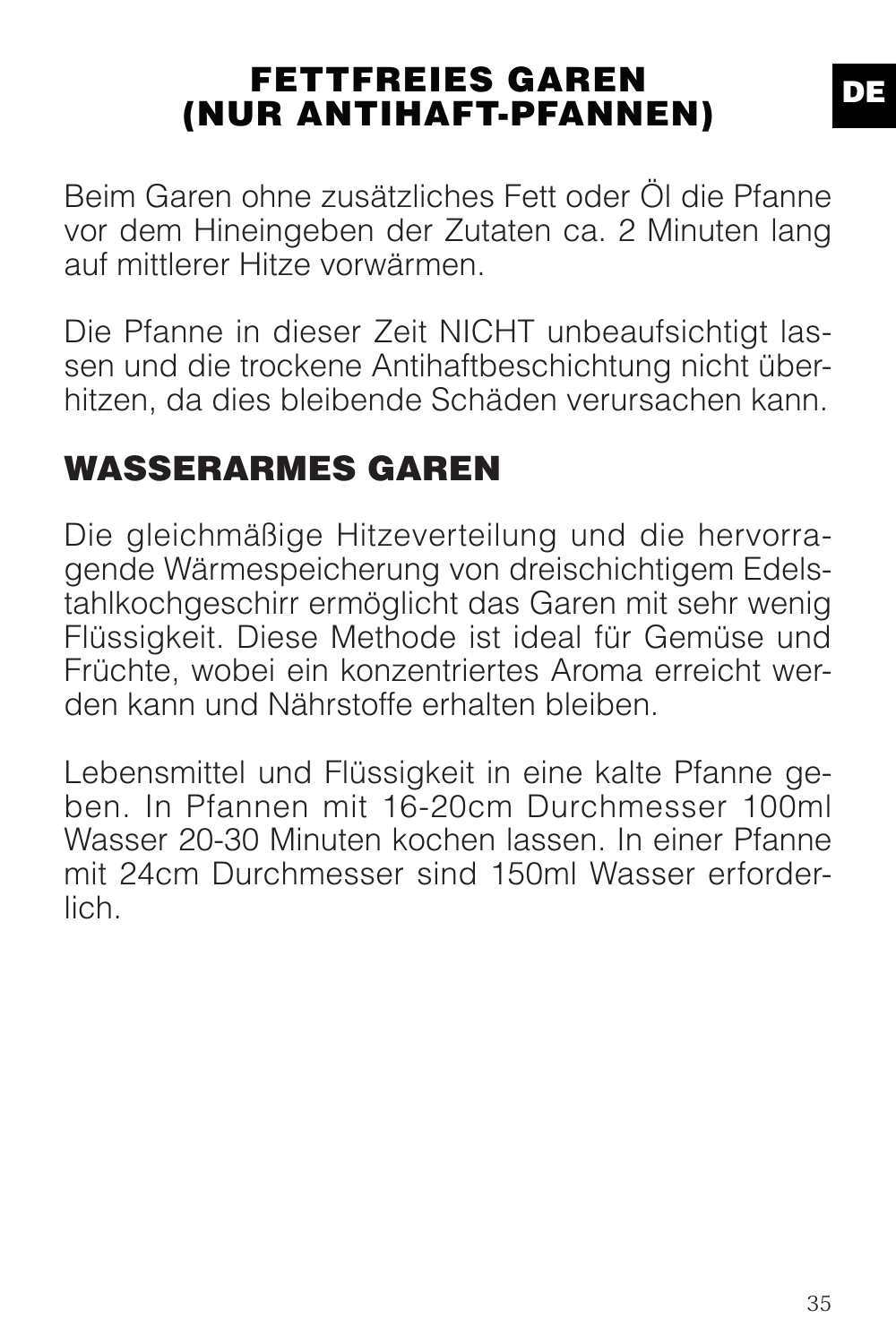# FETTFREIES GAREN (NUR ANTIHAFT-PFANNEN)

Beim Garen ohne zusätzliches Fett oder Öl die Pfanne vor dem Hineingeben der Zutaten ca. 2 Minuten lang auf mittlerer Hitze vorwärmen.

Die Pfanne in dieser Zeit NICHT unbeaufsichtigt lassen und die trockene Antihaftbeschichtung nicht überhitzen, da dies bleibende Schäden verursachen kann.

# WASSERARMES GAREN

Die gleichmäßige Hitzeverteilung und die hervorragende Wärmespeicherung von dreischichtigem Edelstahlkochgeschirr ermöglicht das Garen mit sehr wenig Flüssigkeit. Diese Methode ist ideal für Gemüse und Früchte, wobei ein konzentriertes Aroma erreicht werden kann und Nährstoffe erhalten bleiben.

Lebensmittel und Flüssigkeit in eine kalte Pfanne geben. In Pfannen mit 16-20cm Durchmesser 100ml Wasser 20-30 Minuten kochen lassen. In einer Pfanne mit 24cm Durchmesser sind 150ml Wasser erforderlich.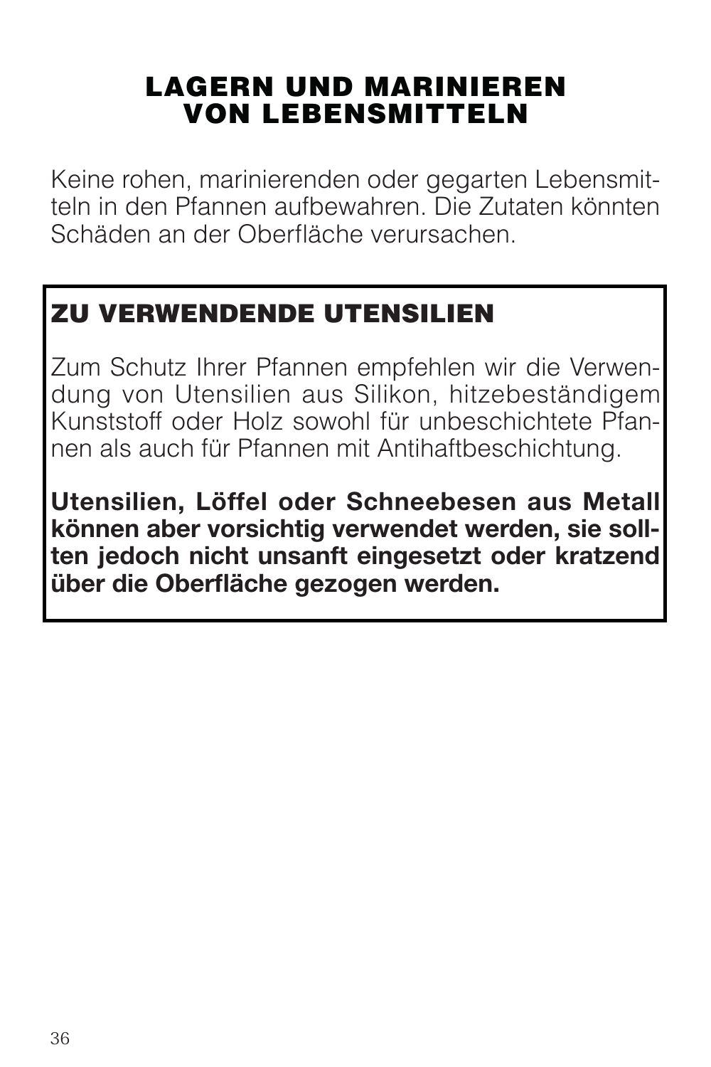## LAGERN UND MARINIEREN VON LEBENSMITTELN

Keine rohen, marinierenden oder gegarten Lebensmitteln in den Pfannen aufbewahren. Die Zutaten könnten Schäden an der Oberfläche verursachen.

### ZU VERWENDENDE UTENSILIEN

Zum Schutz Ihrer Pfannen empfehlen wir die Verwendung von Utensilien aus Silikon, hitzebeständigem Kunststoff oder Holz sowohl für unbeschichtete Pfannen als auch für Pfannen mit Antihaftbeschichtung.

**Utensilien, Löffel oder Schneebesen aus Metall können aber vorsichtig verwendet werden, sie sollten jedoch nicht unsanft eingesetzt oder kratzend über die Oberfläche gezogen werden.**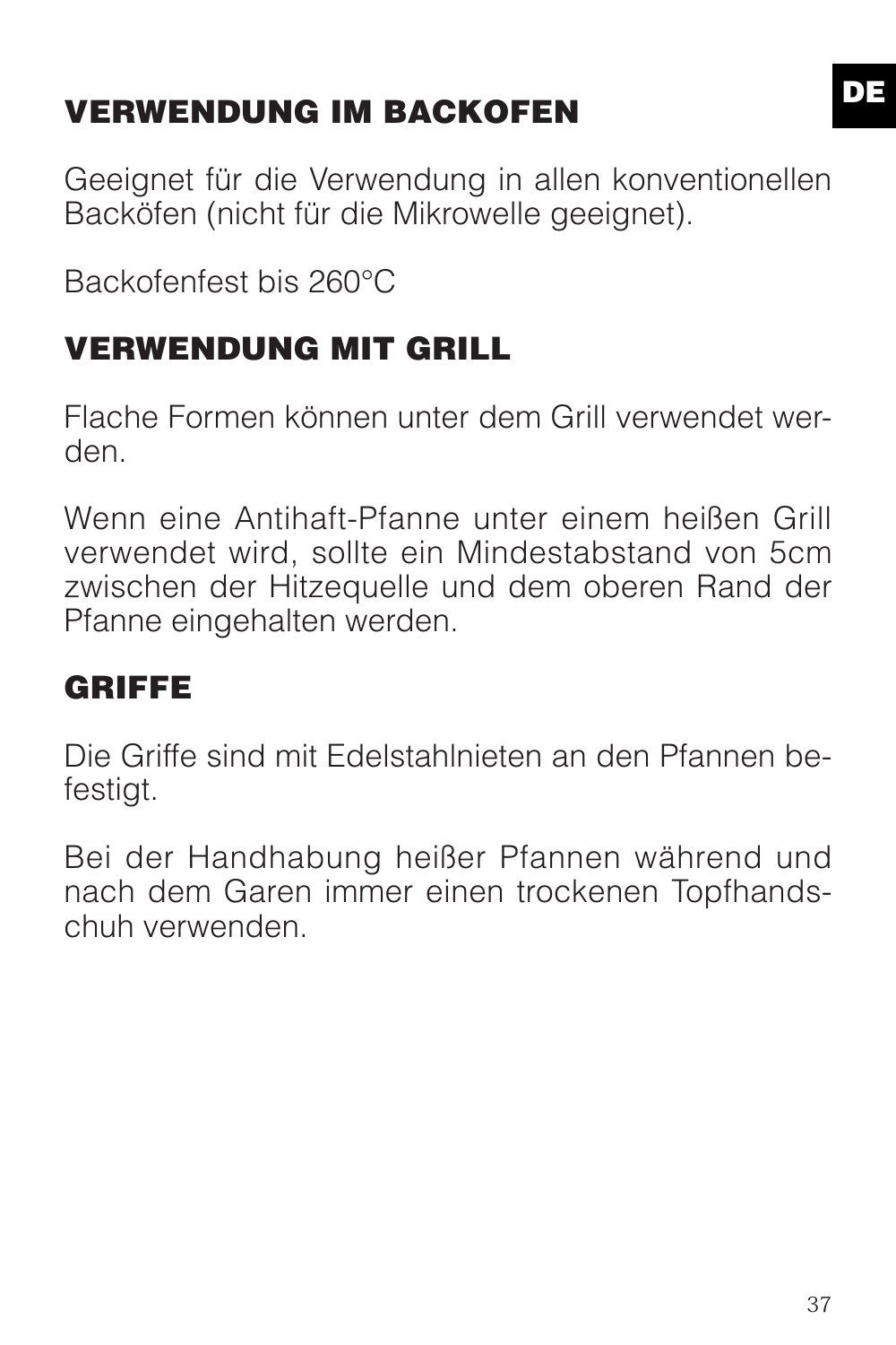## VERWENDUNG IM BACKOFEN

Geeignet für die Verwendung in allen konventionellen Backöfen (nicht für die Mikrowelle geeignet).

Backofenfest bis 260°C

## VERWENDUNG MIT GRILL

Flache Formen können unter dem Grill verwendet werden.

Wenn eine Antihaft-Pfanne unter einem heißen Grill verwendet wird, sollte ein Mindestabstand von 5cm zwischen der Hitzequelle und dem oberen Rand der Pfanne eingehalten werden.

## GRIFFE

Die Griffe sind mit Edelstahlnieten an den Pfannen befestigt.

Bei der Handhabung heißer Pfannen während und nach dem Garen immer einen trockenen Topfhandschuh verwenden.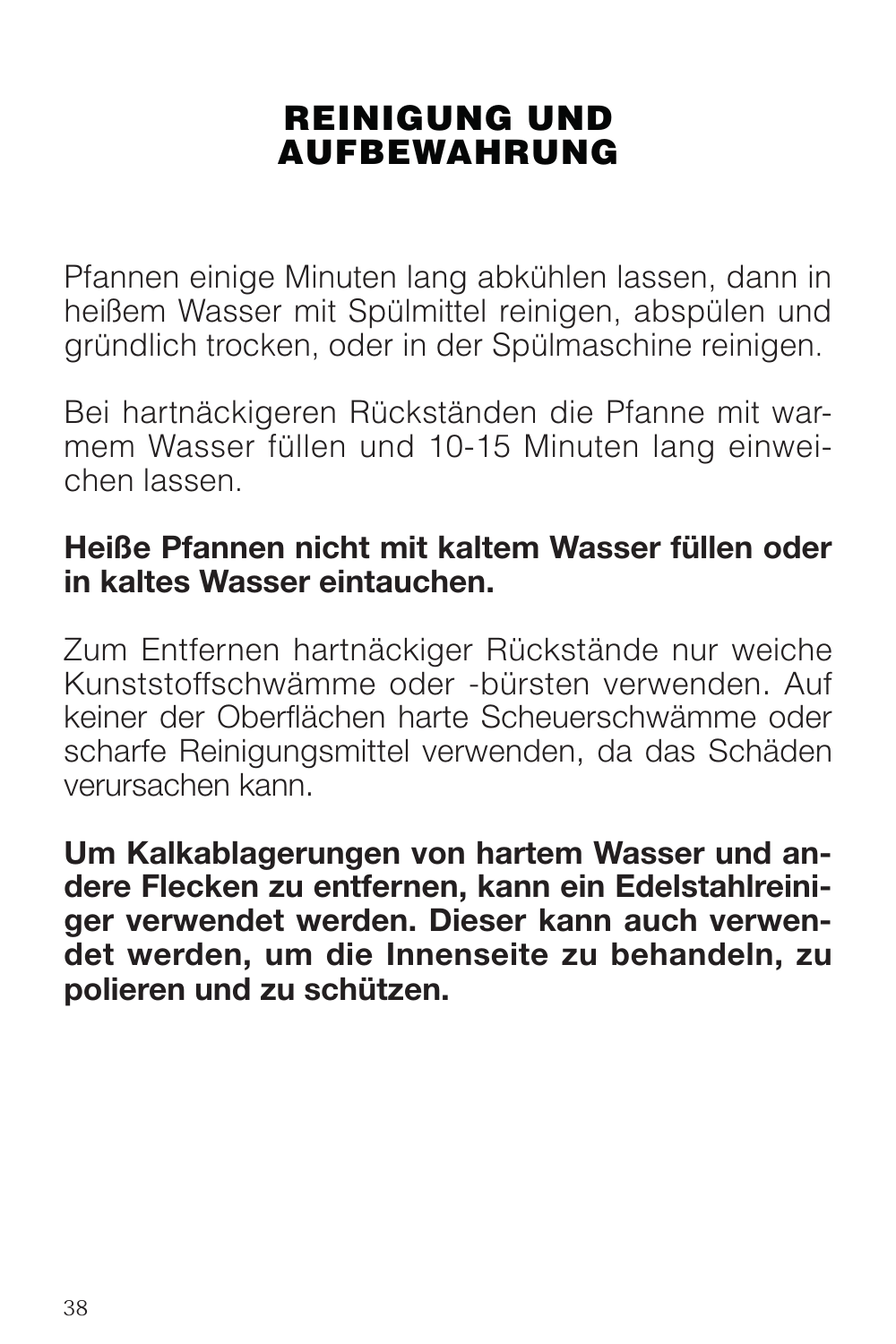# REINIGUNG UND AUFBEWAHRUNG

Pfannen einige Minuten lang abkühlen lassen, dann in heißem Wasser mit Spülmittel reinigen, abspülen und gründlich trocken, oder in der Spülmaschine reinigen.

Bei hartnäckigeren Rückständen die Pfanne mit warmem Wasser füllen und 10-15 Minuten lang einweichen lassen.

**Heiße Pfannen nicht mit kaltem Wasser füllen oder in kaltes Wasser eintauchen.**

Zum Entfernen hartnäckiger Rückstände nur weiche Kunststoffschwämme oder -bürsten verwenden. Auf keiner der Oberflächen harte Scheuerschwämme oder scharfe Reinigungsmittel verwenden, da das Schäden verursachen kann.

**Um Kalkablagerungen von hartem Wasser und andere Flecken zu entfernen, kann ein Edelstahlreiniger verwendet werden. Dieser kann auch verwendet werden, um die Innenseite zu behandeln, zu polieren und zu schützen.**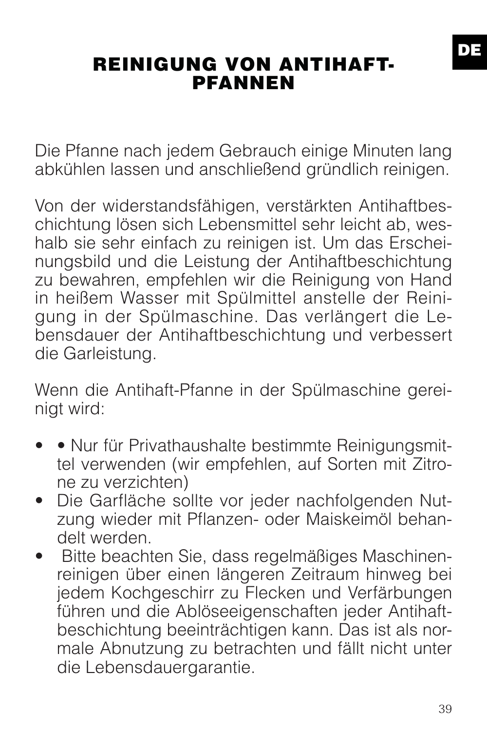# REINIGUNG VON ANTIHAFT-PFANNEN

Die Pfanne nach jedem Gebrauch einige Minuten lang abkühlen lassen und anschließend gründlich reinigen.

Von der widerstandsfähigen, verstärkten Antihaftbeschichtung lösen sich Lebensmittel sehr leicht ab, weshalb sie sehr einfach zu reinigen ist. Um das Erscheinungsbild und die Leistung der Antihaftbeschichtung zu bewahren, empfehlen wir die Reinigung von Hand in heißem Wasser mit Spülmittel anstelle der Reinigung in der Spülmaschine. Das verlängert die Lebensdauer der Antihaftbeschichtung und verbessert die Garleistung.

Wenn die Antihaft-Pfanne in der Spülmaschine gereinigt wird:

- • Nur für Privathaushalte bestimmte Reinigungsmittel verwenden (wir empfehlen, auf Sorten mit Zitrone zu verzichten)
- Die Garfläche sollte vor jeder nachfolgenden Nutzung wieder mit Pflanzen- oder Maiskeimöl behandelt werden.
- Bitte beachten Sie, dass regelmäßiges Maschinenreinigen über einen längeren Zeitraum hinweg bei jedem Kochgeschirr zu Flecken und Verfärbungen führen und die Ablöseeigenschaften jeder Antihaftbeschichtung beeinträchtigen kann. Das ist als normale Abnutzung zu betrachten und fällt nicht unter die Lebensdauergarantie.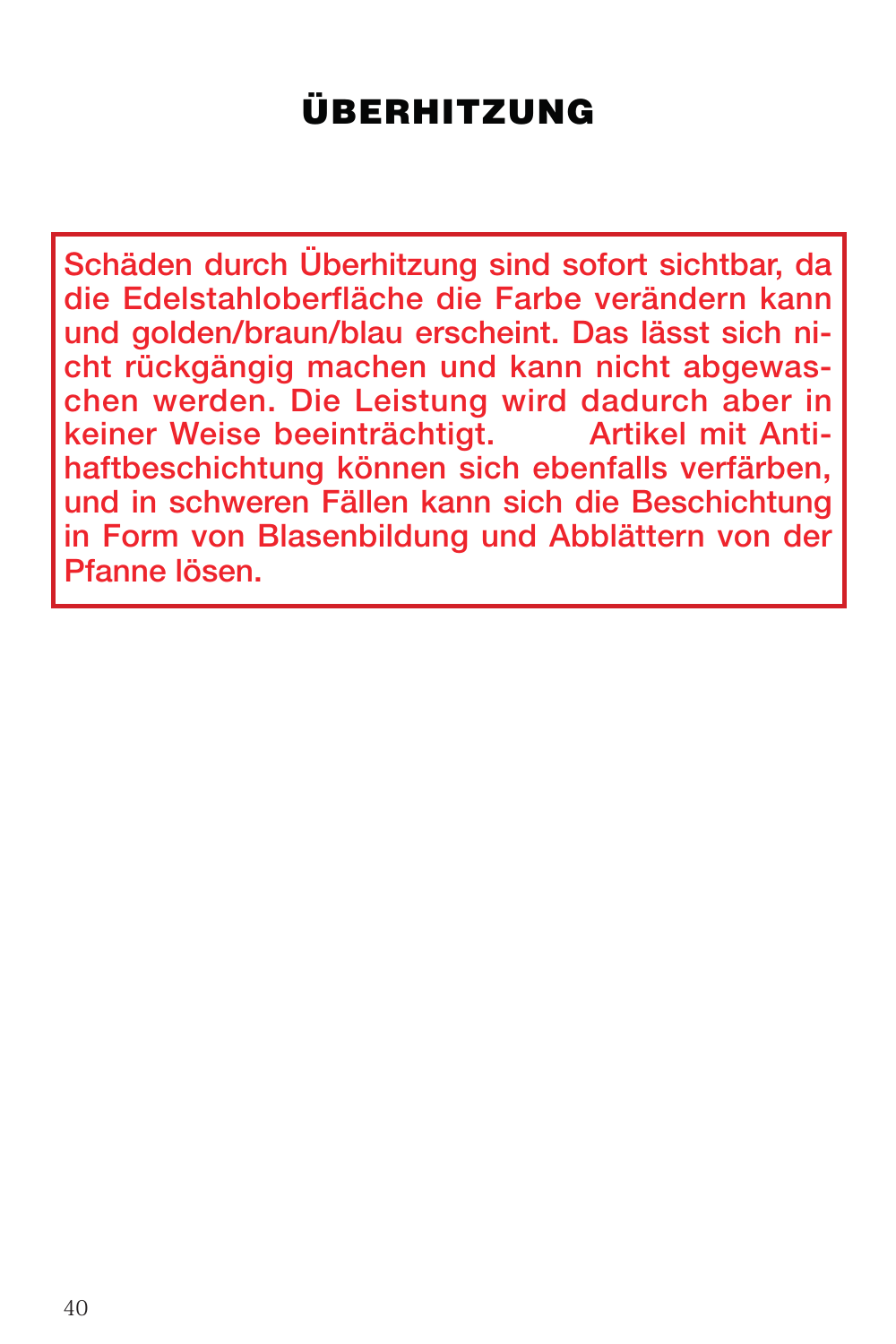# ÜBERHITZUNG

Schäden durch Überhitzung sind sofort sichtbar, da die Edelstahloberfläche die Farbe verändern kann und golden/braun/blau erscheint. Das lässt sich nicht rückgängig machen und kann nicht abgewaschen werden. Die Leistung wird dadurch aber in keiner Weise beeinträchtigt. Artikel mit Antihaftbeschichtung können sich ebenfalls verfärben, und in schweren Fällen kann sich die Beschichtung in Form von Blasenbildung und Abblättern von der Pfanne lösen.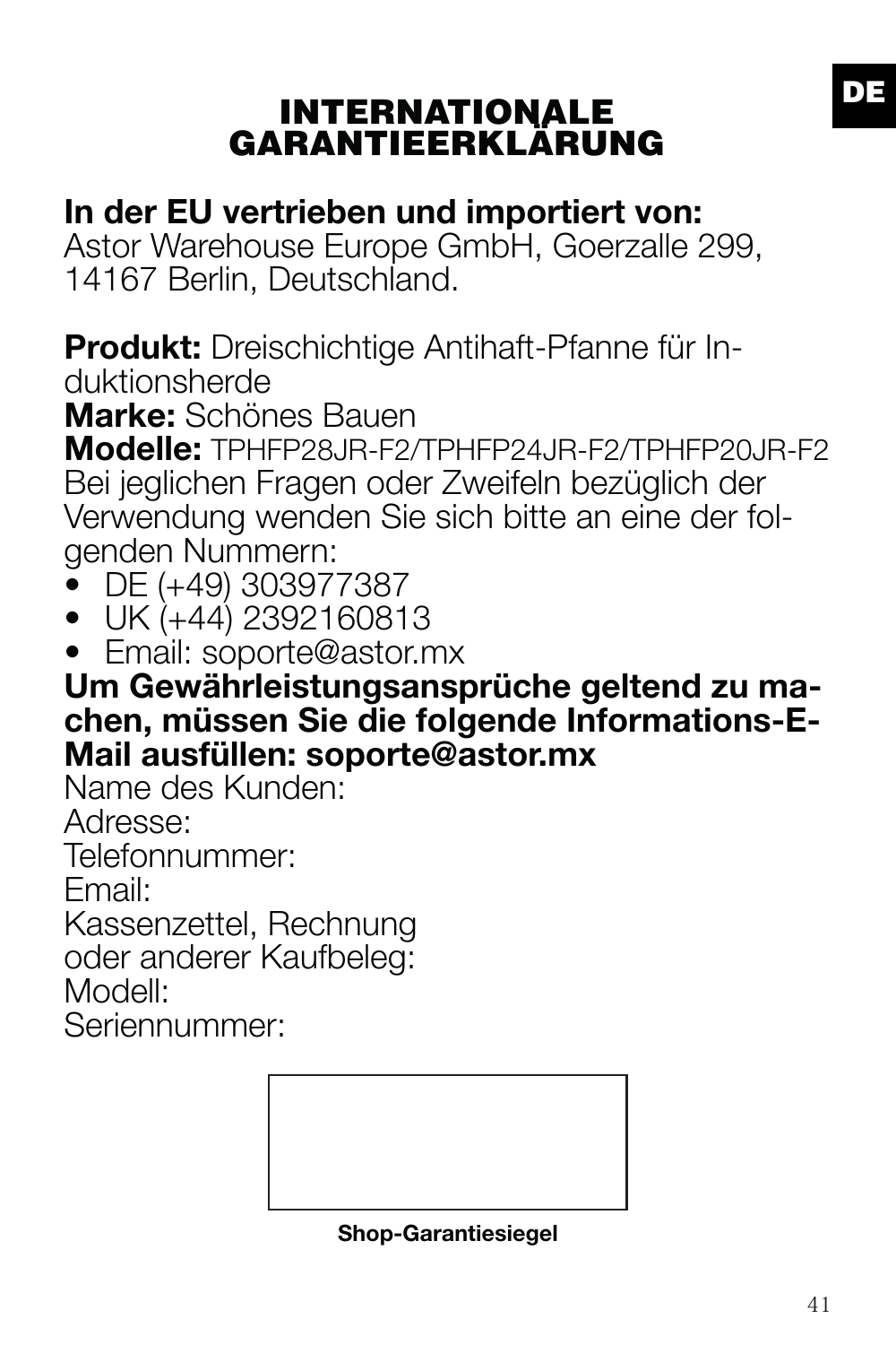# INTERNATIONALE GARANTIEERKLÄRUNG

**In der EU vertrieben und importiert von:**
Astor Warehouse Europe GmbH, Goerzalle 299, 14167 Berlin, Deutschland.

**Produkt:** Dreischichtige Antihaft-Pfanne für Induktionsherde
**Marke:** Schönes Bauen
**Modelle:** TPHFP28JR-F2/TPHFP24JR-F2/TPHFP20JR-F2
Bei jeglichen Fragen oder Zweifeln bezüglich der Verwendung wenden Sie sich bitte an eine der folgenden Nummern:

- DE (+49) 303977387
- UK (+44) 2392160813
- Email: soporte@astor.mx

**Um Gewährleistungsansprüche geltend zu machen, müssen Sie die folgende Informations-E-Mail ausfüllen: soporte@astor.mx**
Name des Kunden:
Adresse:
Telefonnummer:
Email:
Kassenzettel, Rechnung
oder anderer Kaufbeleg:
Modell:
Seriennummer:

**Shop-Garantiesiegel**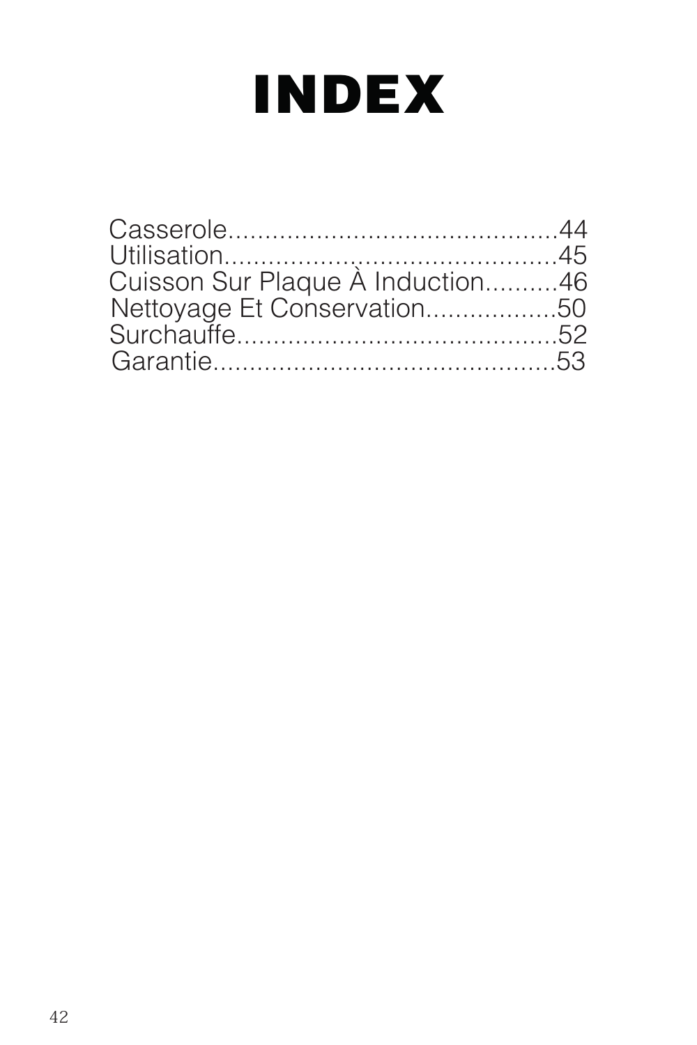# INDEX

Casserole............................................44
Utilisation...........................................45
Cuisson Sur Plaque À Induction..........46
Nettoyage Et Conservation..................50
Surchauffe...........................................52
Garantie..............................................53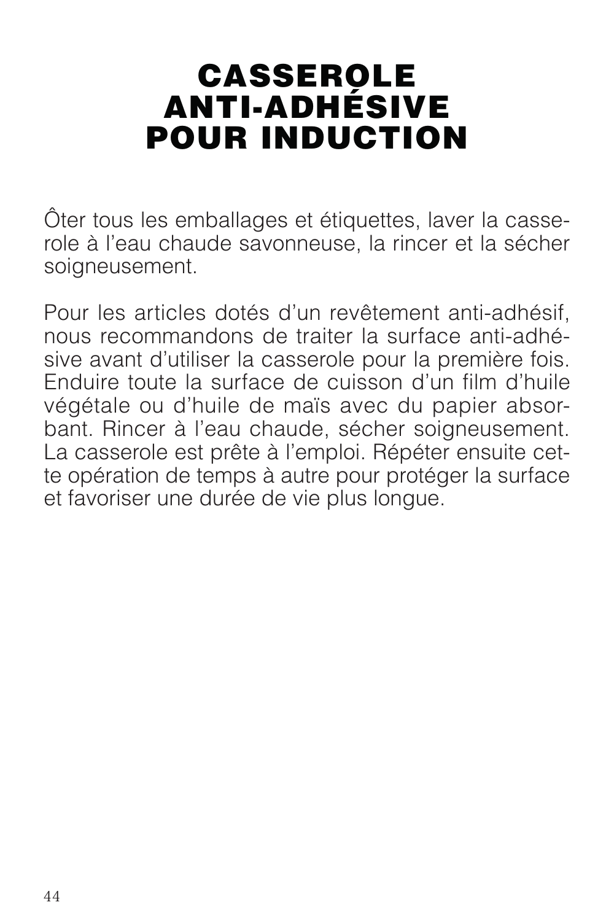# CASSEROLE ANTI-ADHÉSIVE POUR INDUCTION

Ôter tous les emballages et étiquettes, laver la casserole à l'eau chaude savonneuse, la rincer et la sécher soigneusement.

Pour les articles dotés d'un revêtement anti-adhésif, nous recommandons de traiter la surface anti-adhésive avant d'utiliser la casserole pour la première fois. Enduire toute la surface de cuisson d'un film d'huile végétale ou d'huile de maïs avec du papier absorbant. Rincer à l'eau chaude, sécher soigneusement. La casserole est prête à l'emploi. Répéter ensuite cette opération de temps à autre pour protéger la surface et favoriser une durée de vie plus longue.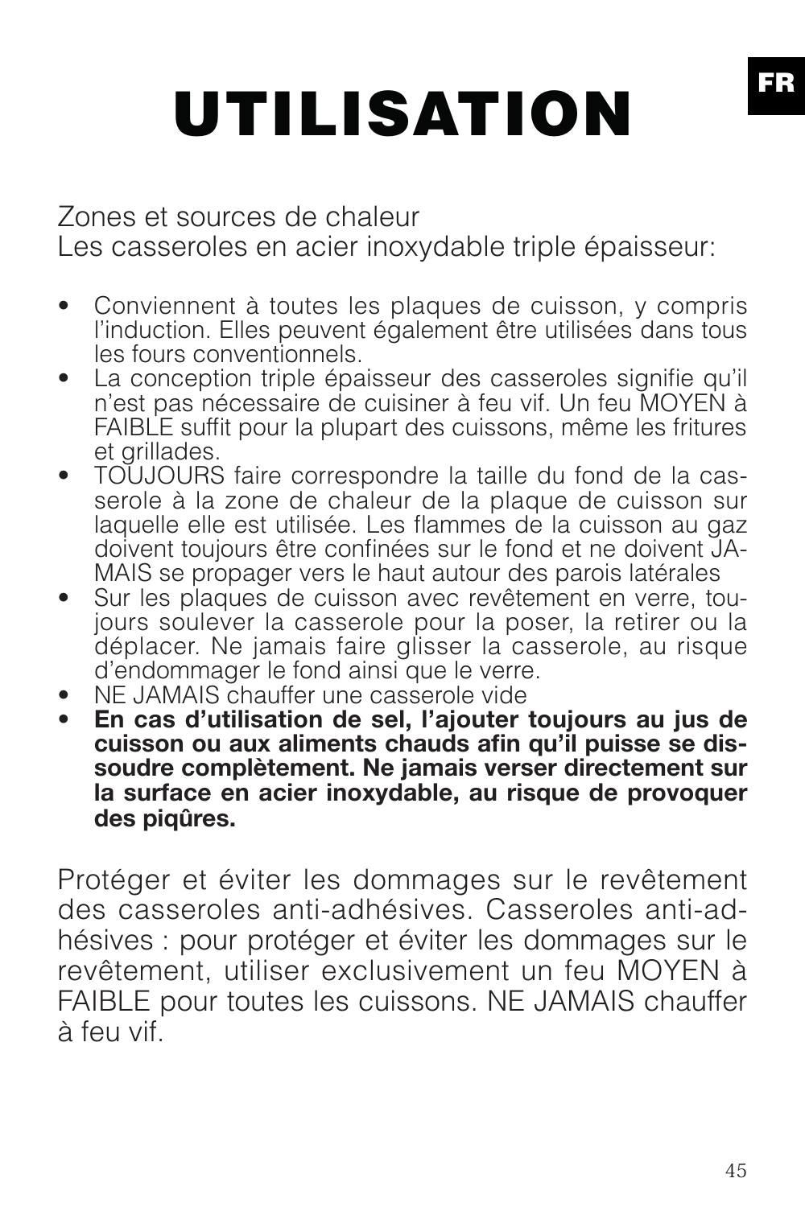# UTILISATION

Zones et sources de chaleur
Les casseroles en acier inoxydable triple épaisseur:

- Conviennent à toutes les plaques de cuisson, y compris l'induction. Elles peuvent également être utilisées dans tous les fours conventionnels.
- La conception triple épaisseur des casseroles signifie qu'il n'est pas nécessaire de cuisiner à feu vif. Un feu MOYEN à FAIBLE suffit pour la plupart des cuissons, même les fritures et grillades.
- TOUJOURS faire correspondre la taille du fond de la casserole à la zone de chaleur de la plaque de cuisson sur laquelle elle est utilisée. Les flammes de la cuisson au gaz doivent toujours être confinées sur le fond et ne doivent JAMAIS se propager vers le haut autour des parois latérales
- Sur les plaques de cuisson avec revêtement en verre, toujours soulever la casserole pour la poser, la retirer ou la déplacer. Ne jamais faire glisser la casserole, au risque d'endommager le fond ainsi que le verre.
- NE JAMAIS chauffer une casserole vide
- **En cas d'utilisation de sel, l'ajouter toujours au jus de cuisson ou aux aliments chauds afin qu'il puisse se dissoudre complètement. Ne jamais verser directement sur la surface en acier inoxydable, au risque de provoquer des piqûres.**

Protéger et éviter les dommages sur le revêtement des casseroles anti-adhésives. Casseroles anti-adhésives : pour protéger et éviter les dommages sur le revêtement, utiliser exclusivement un feu MOYEN à FAIBLE pour toutes les cuissons. NE JAMAIS chauffer à feu vif.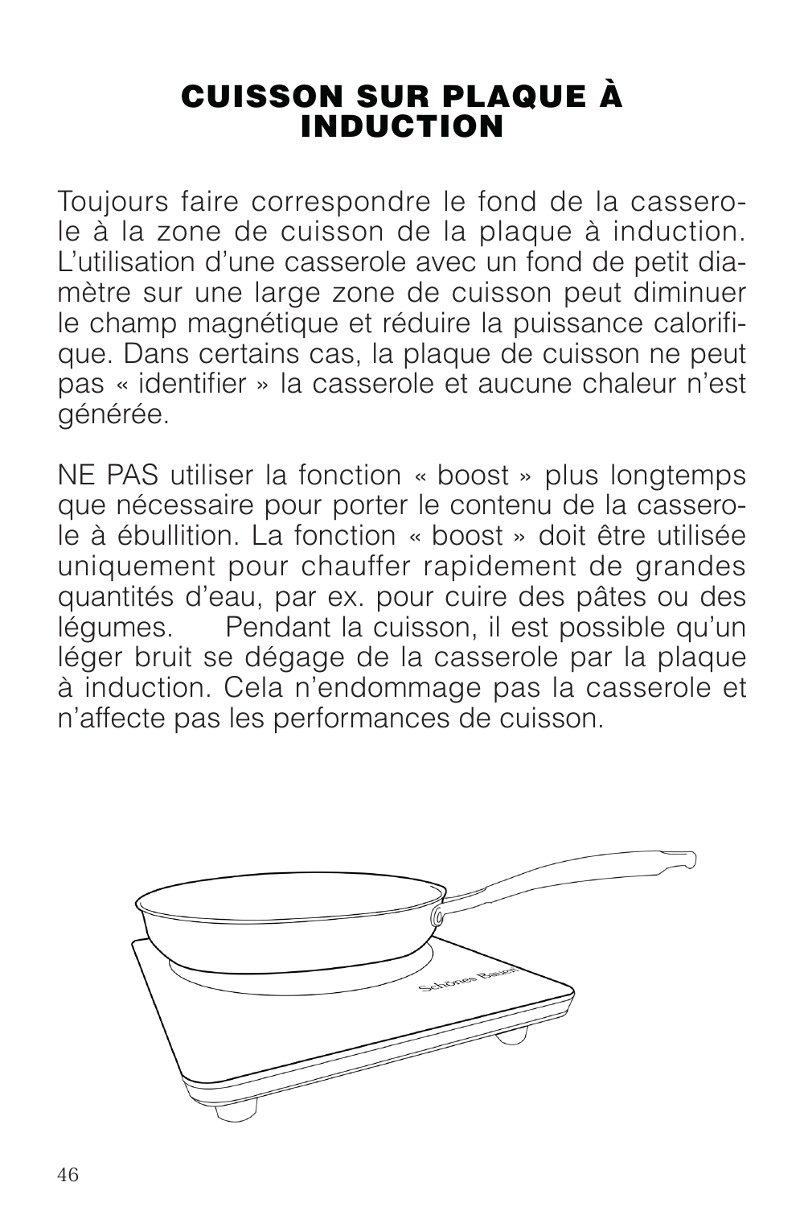# CUISSON SUR PLAQUE À INDUCTION

Toujours faire correspondre le fond de la casserole à la zone de cuisson de la plaque à induction. L'utilisation d'une casserole avec un fond de petit diamètre sur une large zone de cuisson peut diminuer le champ magnétique et réduire la puissance calorifique. Dans certains cas, la plaque de cuisson ne peut pas « identifier » la casserole et aucune chaleur n'est générée.

NE PAS utiliser la fonction « boost » plus longtemps que nécessaire pour porter le contenu de la casserole à ébullition. La fonction « boost » doit être utilisée uniquement pour chauffer rapidement de grandes quantités d'eau, par ex. pour cuire des pâtes ou des légumes. Pendant la cuisson, il est possible qu'un léger bruit se dégage de la casserole par la plaque à induction. Cela n'endommage pas la casserole et n'affecte pas les performances de cuisson.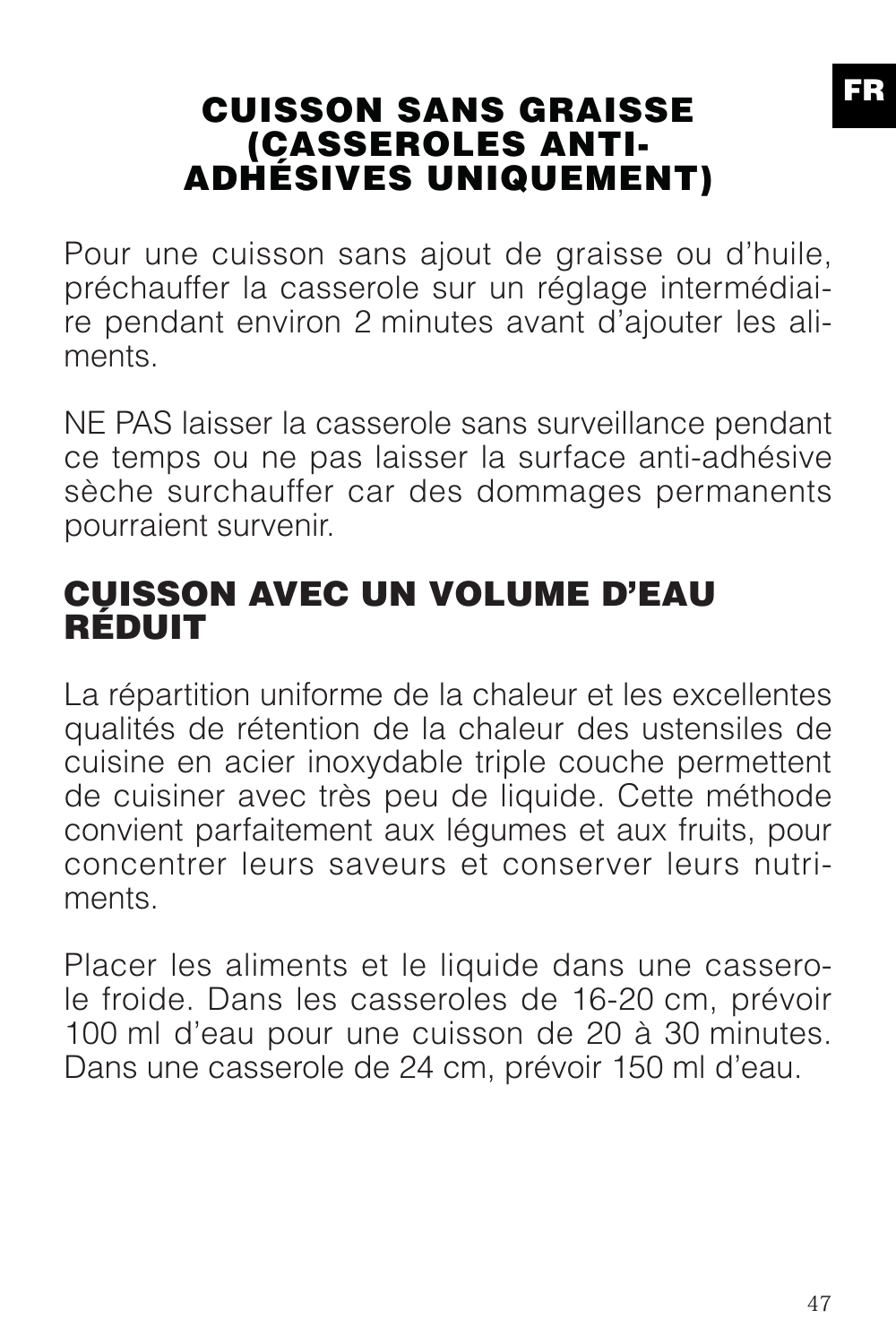## CUISSON SANS GRAISSE (CASSEROLES ANTI-ADHÉSIVES UNIQUEMENT)

Pour une cuisson sans ajout de graisse ou d'huile, préchauffer la casserole sur un réglage intermédiaire pendant environ 2 minutes avant d'ajouter les aliments.

NE PAS laisser la casserole sans surveillance pendant ce temps ou ne pas laisser la surface anti-adhésive sèche surchauffer car des dommages permanents pourraient survenir.

## CUISSON AVEC UN VOLUME D'EAU RÉDUIT

La répartition uniforme de la chaleur et les excellentes qualités de rétention de la chaleur des ustensiles de cuisine en acier inoxydable triple couche permettent de cuisiner avec très peu de liquide. Cette méthode convient parfaitement aux légumes et aux fruits, pour concentrer leurs saveurs et conserver leurs nutriments.

Placer les aliments et le liquide dans une casserole froide. Dans les casseroles de 16-20 cm, prévoir 100 ml d'eau pour une cuisson de 20 à 30 minutes. Dans une casserole de 24 cm, prévoir 150 ml d'eau.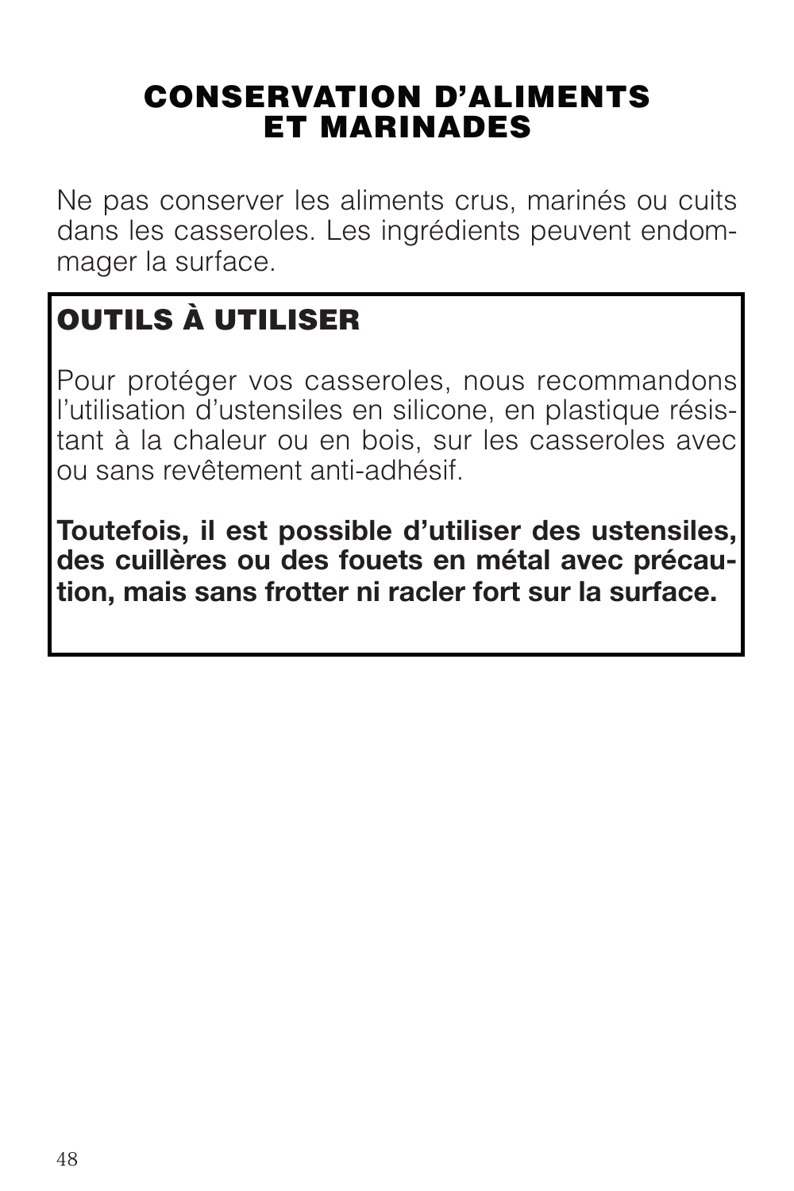# CONSERVATION D'ALIMENTS ET MARINADES

Ne pas conserver les aliments crus, marinés ou cuits dans les casseroles. Les ingrédients peuvent endommager la surface.

## OUTILS À UTILISER

Pour protéger vos casseroles, nous recommandons l'utilisation d'ustensiles en silicone, en plastique résistant à la chaleur ou en bois, sur les casseroles avec ou sans revêtement anti-adhésif.

**Toutefois, il est possible d'utiliser des ustensiles, des cuillères ou des fouets en métal avec précaution, mais sans frotter ni racler fort sur la surface.**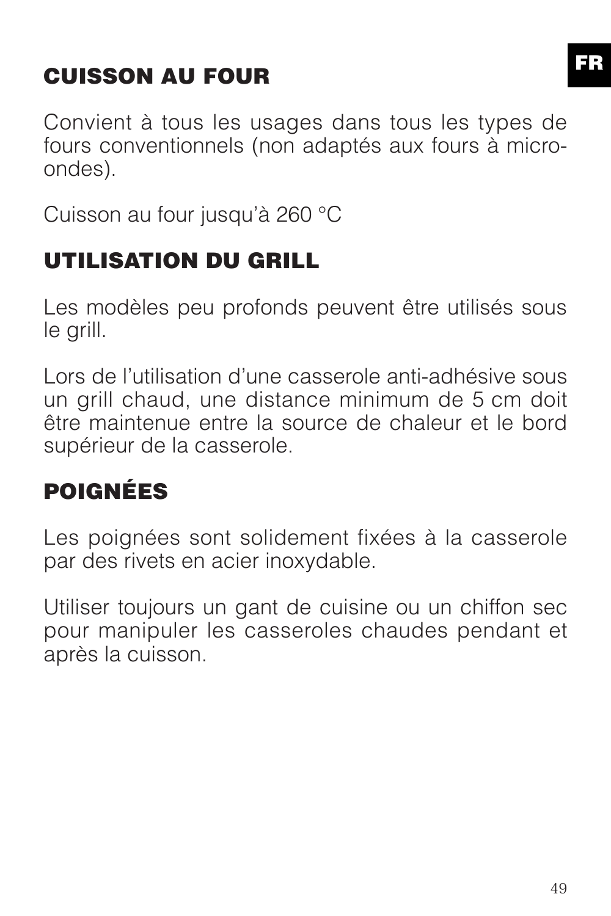## CUISSON AU FOUR

Convient à tous les usages dans tous les types de fours conventionnels (non adaptés aux fours à micro-ondes).

Cuisson au four jusqu'à 260 °C

## UTILISATION DU GRILL

Les modèles peu profonds peuvent être utilisés sous le grill.

Lors de l'utilisation d'une casserole anti-adhésive sous un grill chaud, une distance minimum de 5 cm doit être maintenue entre la source de chaleur et le bord supérieur de la casserole.

## POIGNÉES

Les poignées sont solidement fixées à la casserole par des rivets en acier inoxydable.

Utiliser toujours un gant de cuisine ou un chiffon sec pour manipuler les casseroles chaudes pendant et après la cuisson.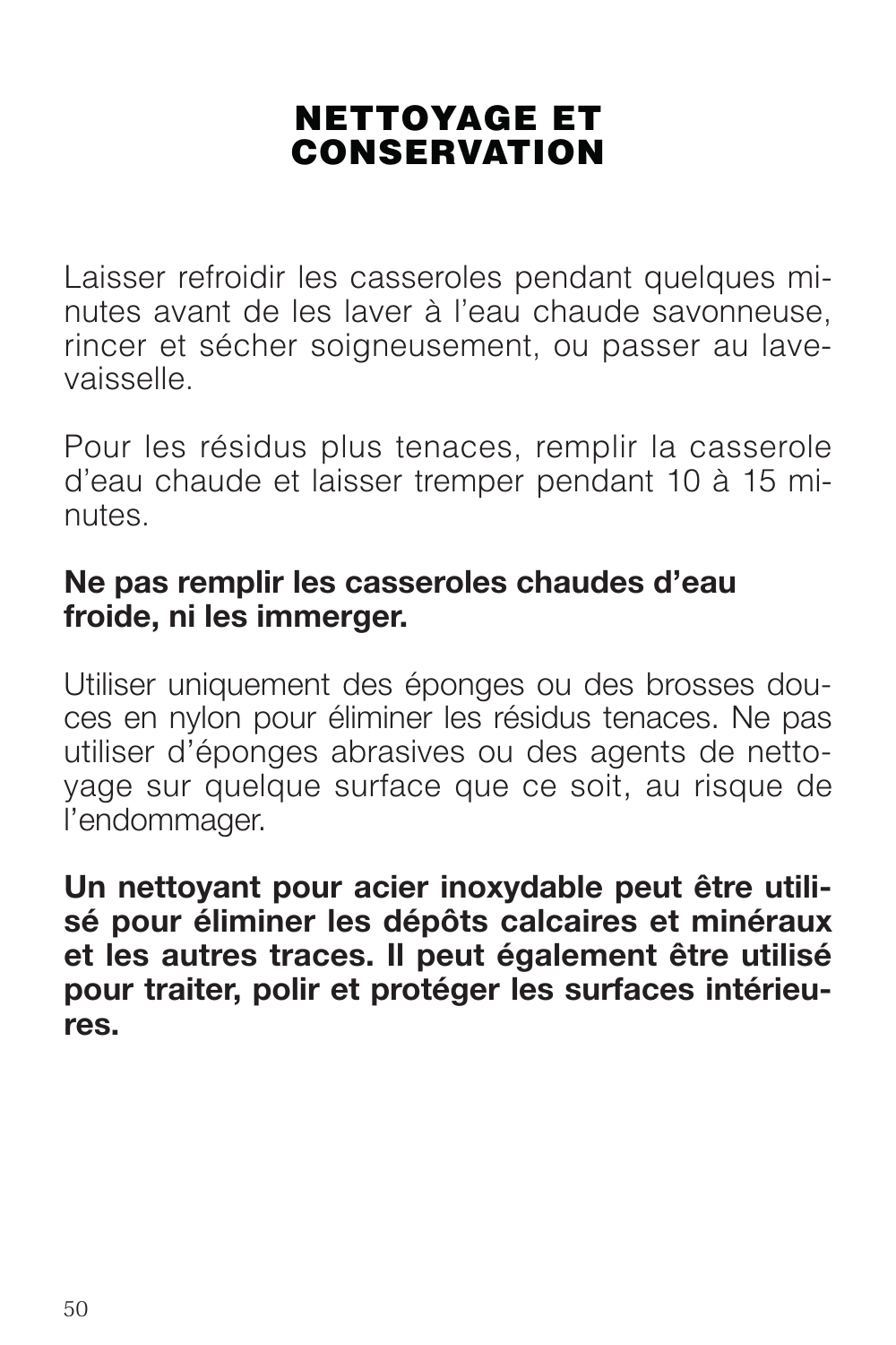# NETTOYAGE ET CONSERVATION

Laisser refroidir les casseroles pendant quelques minutes avant de les laver à l'eau chaude savonneuse, rincer et sécher soigneusement, ou passer au lave-vaisselle.

Pour les résidus plus tenaces, remplir la casserole d'eau chaude et laisser tremper pendant 10 à 15 minutes.

**Ne pas remplir les casseroles chaudes d'eau froide, ni les immerger.**

Utiliser uniquement des éponges ou des brosses douces en nylon pour éliminer les résidus tenaces. Ne pas utiliser d'éponges abrasives ou des agents de nettoyage sur quelque surface que ce soit, au risque de l'endommager.

**Un nettoyant pour acier inoxydable peut être utilisé pour éliminer les dépôts calcaires et minéraux et les autres traces. Il peut également être utilisé pour traiter, polir et protéger les surfaces intérieures.**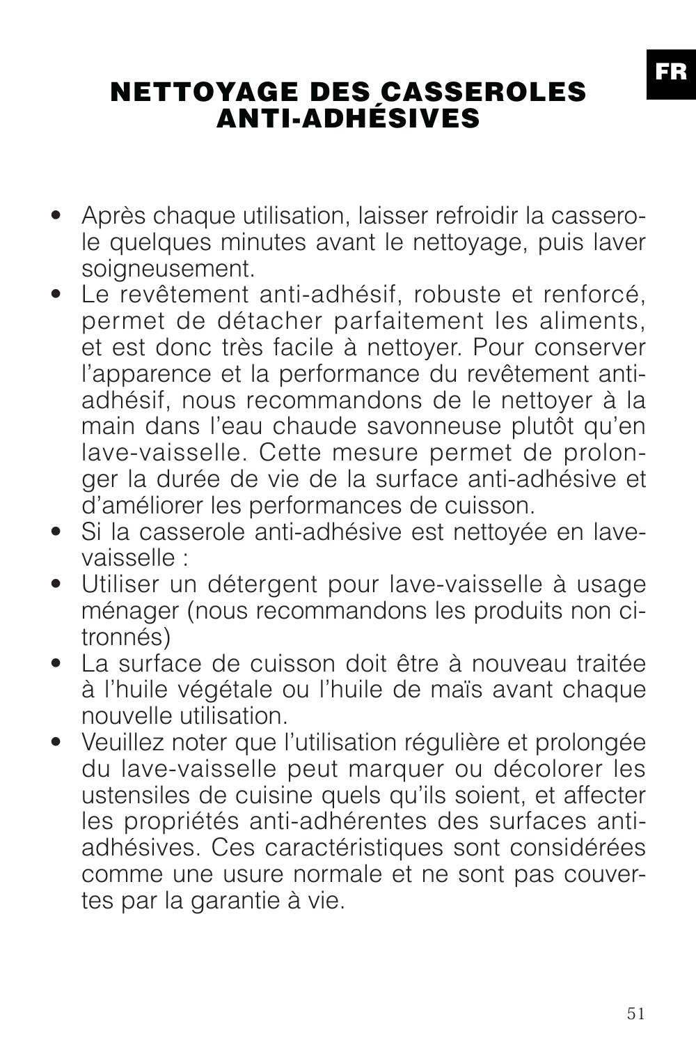# NETTOYAGE DES CASSEROLES ANTI-ADHÉSIVES

- Après chaque utilisation, laisser refroidir la casserole quelques minutes avant le nettoyage, puis laver soigneusement.
- Le revêtement anti-adhésif, robuste et renforcé, permet de détacher parfaitement les aliments, et est donc très facile à nettoyer. Pour conserver l'apparence et la performance du revêtement anti-adhésif, nous recommandons de le nettoyer à la main dans l'eau chaude savonneuse plutôt qu'en lave-vaisselle. Cette mesure permet de prolonger la durée de vie de la surface anti-adhésive et d'améliorer les performances de cuisson.
- Si la casserole anti-adhésive est nettoyée en lave-vaisselle :
- Utiliser un détergent pour lave-vaisselle à usage ménager (nous recommandons les produits non citronnés)
- La surface de cuisson doit être à nouveau traitée à l'huile végétale ou l'huile de maïs avant chaque nouvelle utilisation.
- Veuillez noter que l'utilisation régulière et prolongée du lave-vaisselle peut marquer ou décolorer les ustensiles de cuisine quels qu'ils soient, et affecter les propriétés anti-adhérentes des surfaces anti-adhésives. Ces caractéristiques sont considérées comme une usure normale et ne sont pas couvertes par la garantie à vie.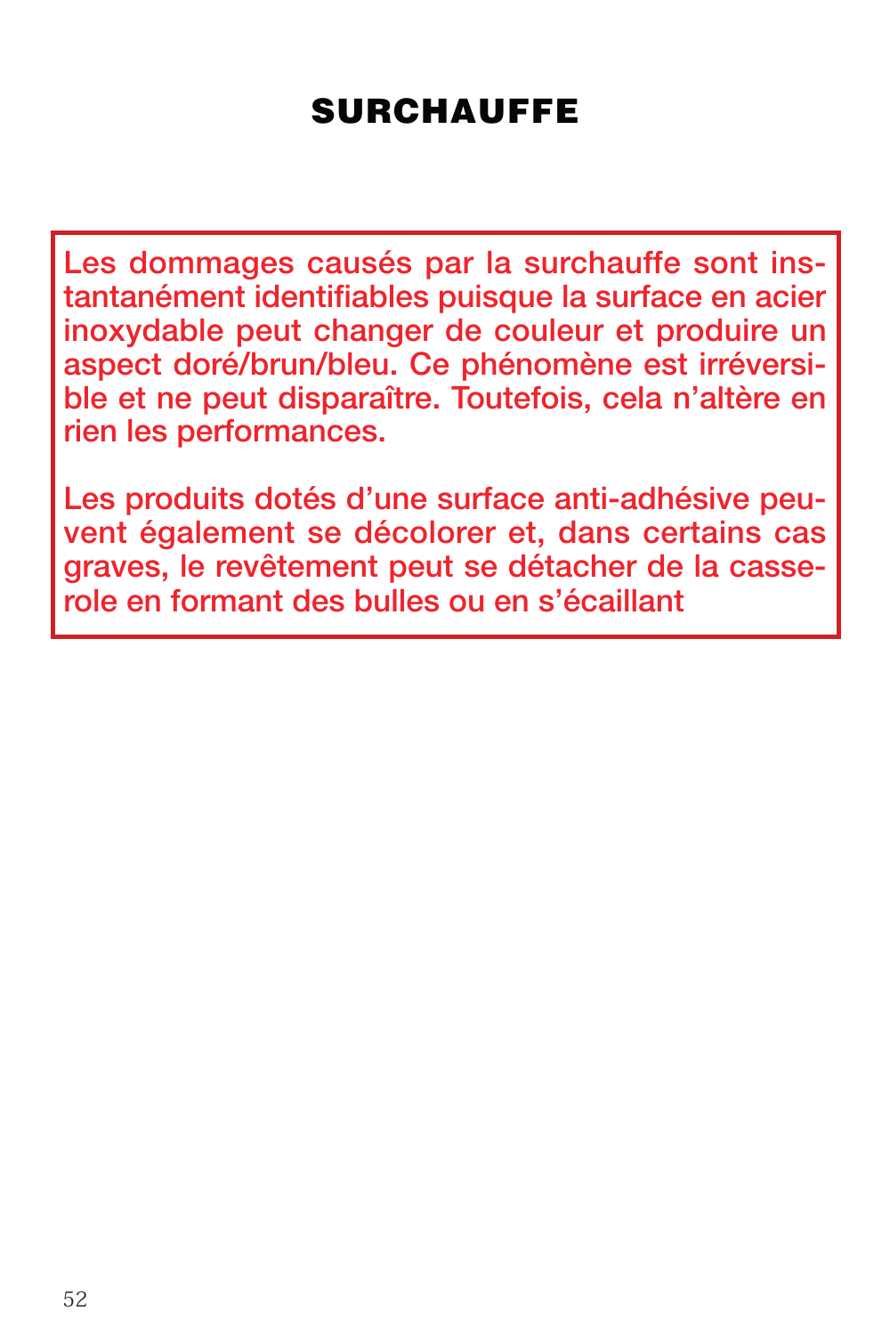# SURCHAUFFE

Les dommages causés par la surchauffe sont instantanément identifiables puisque la surface en acier inoxydable peut changer de couleur et produire un aspect doré/brun/bleu. Ce phénomène est irréversible et ne peut disparaître. Toutefois, cela n'altère en rien les performances.

Les produits dotés d'une surface anti-adhésive peuvent également se décolorer et, dans certains cas graves, le revêtement peut se détacher de la casserole en formant des bulles ou en s'écaillant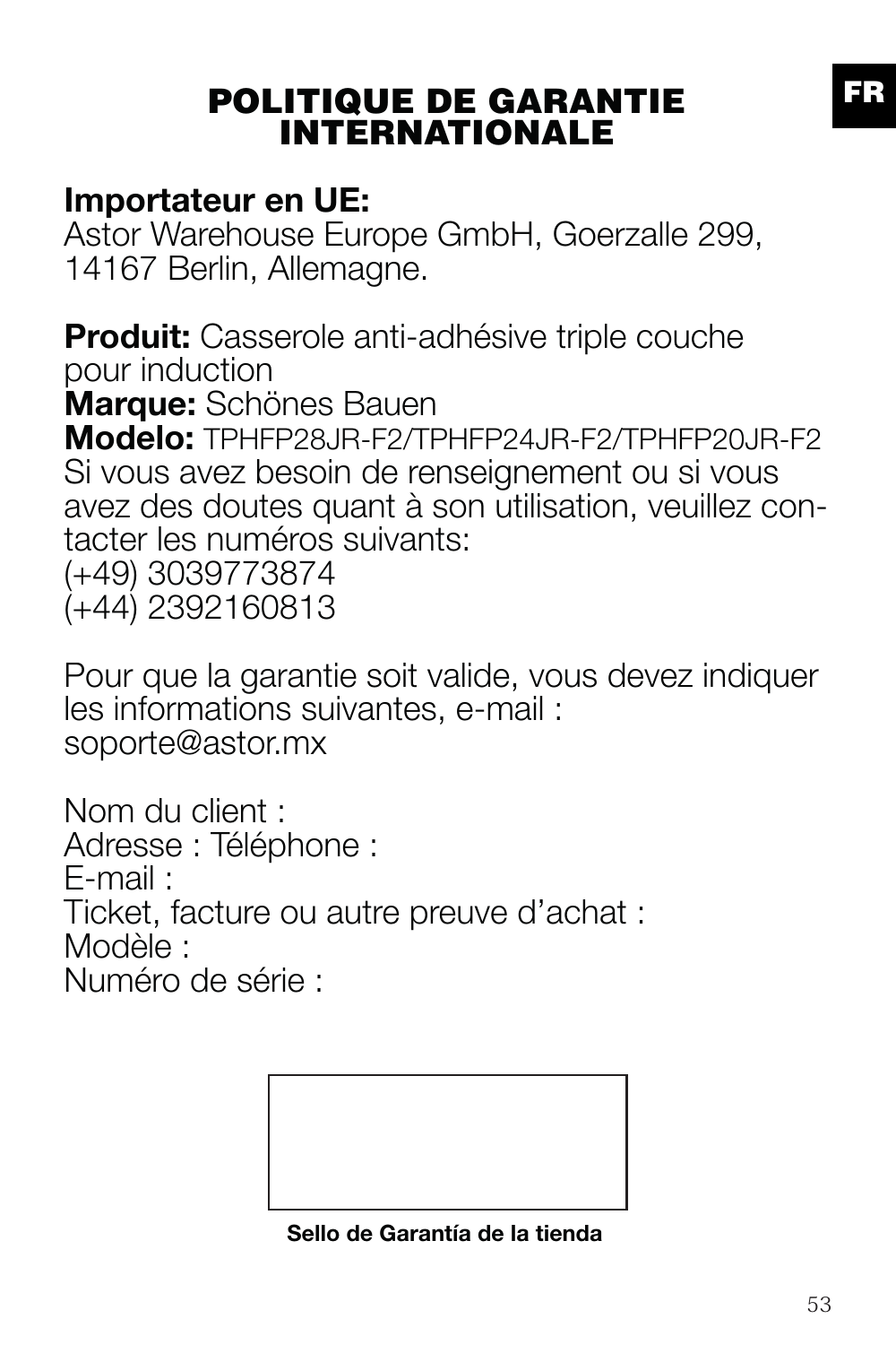# POLITIQUE DE GARANTIE INTERNATIONALE

**Importateur en UE:**
Astor Warehouse Europe GmbH, Goerzalle 299, 14167 Berlin, Allemagne.

**Produit:** Casserole anti-adhésive triple couche pour induction
**Marque:** Schönes Bauen
**Modelo:** TPHFP28JR-F2/TPHFP24JR-F2/TPHFP20JR-F2
Si vous avez besoin de renseignement ou si vous avez des doutes quant à son utilisation, veuillez contacter les numéros suivants:
(+49) 3039773874
(+44) 2392160813

Pour que la garantie soit valide, vous devez indiquer les informations suivantes, e-mail : soporte@astor.mx

Nom du client :
Adresse : Téléphone :
E-mail :
Ticket, facture ou autre preuve d'achat :
Modèle :
Numéro de série :

**Sello de Garantía de la tienda**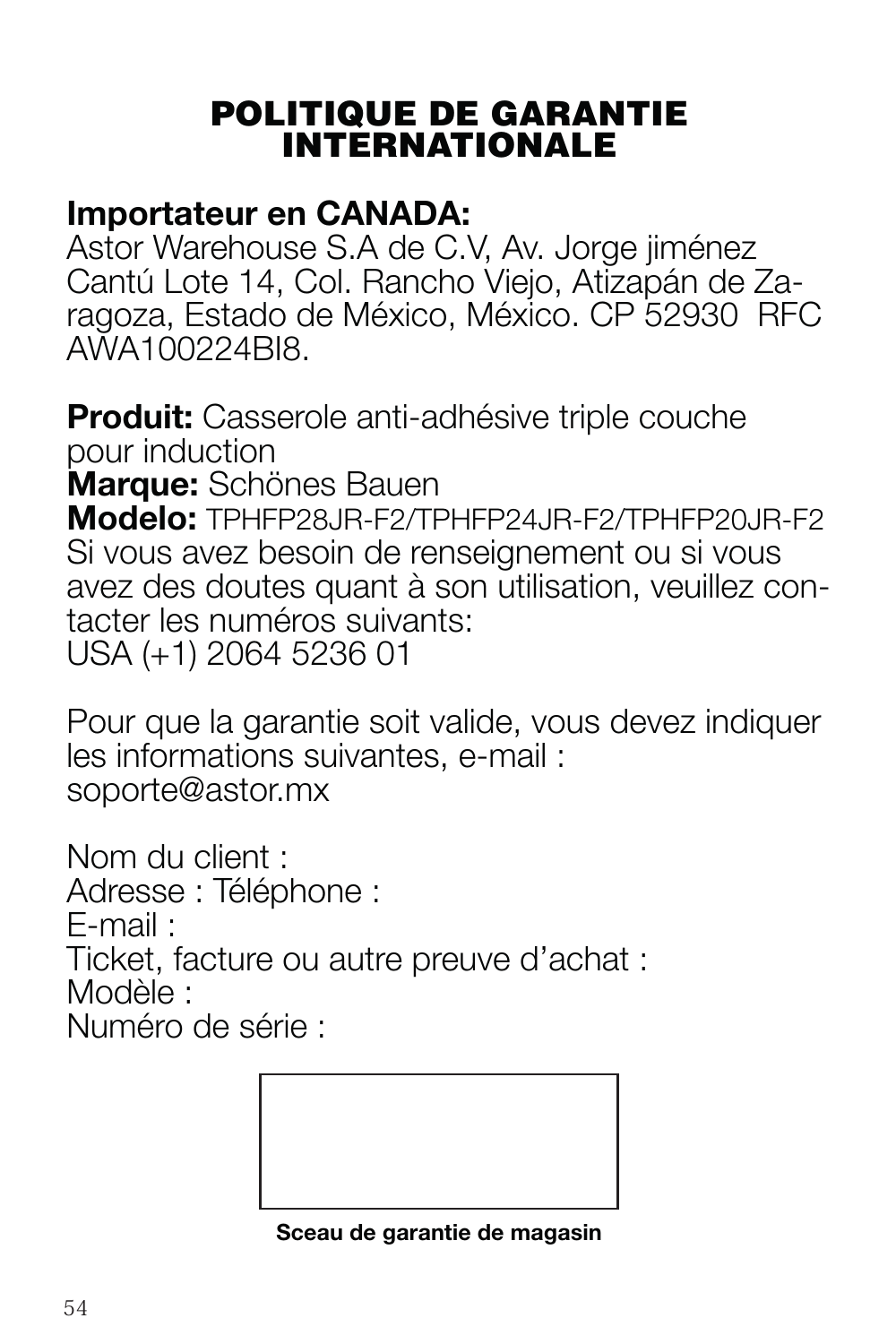# POLITIQUE DE GARANTIE INTERNATIONALE

**Importateur en CANADA:**
Astor Warehouse S.A de C.V, Av. Jorge jiménez Cantú Lote 14, Col. Rancho Viejo, Atizapán de Zaragoza, Estado de México, México. CP 52930 RFC AWA100224BI8.

**Produit:** Casserole anti-adhésive triple couche pour induction
**Marque:** Schönes Bauen
**Modelo:** TPHFP28JR-F2/TPHFP24JR-F2/TPHFP20JR-F2
Si vous avez besoin de renseignement ou si vous avez des doutes quant à son utilisation, veuillez contacter les numéros suivants:
USA (+1) 2064 5236 01

Pour que la garantie soit valide, vous devez indiquer les informations suivantes, e-mail : soporte@astor.mx

Nom du client :
Adresse : Téléphone :
E-mail :
Ticket, facture ou autre preuve d'achat :
Modèle :
Numéro de série :

**Sceau de garantie de magasin**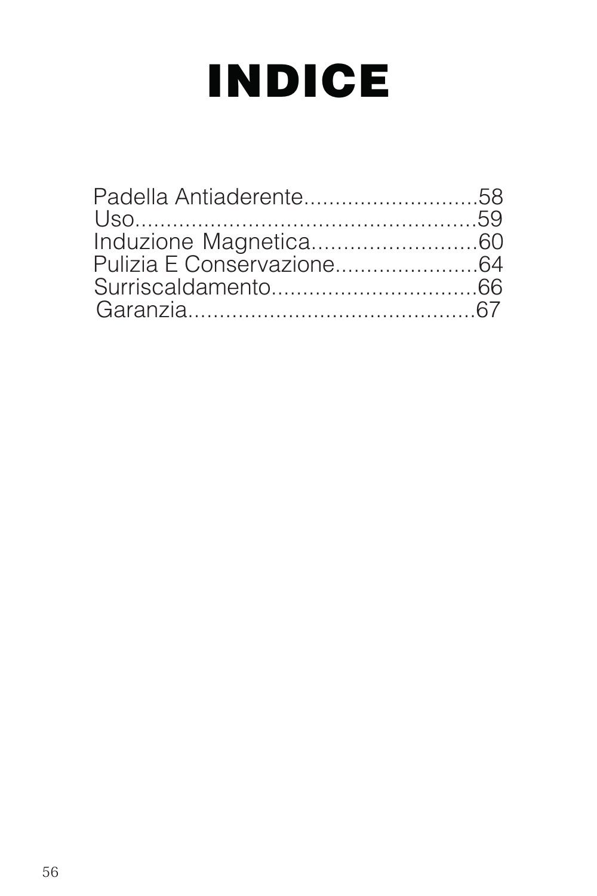# INDICE

Padella Antiaderente............................58
Uso.....................................................59
Induzione Magnetica..........................60
Pulizia E Conservazione.......................64
Surriscaldamento.................................66
Garanzia..............................................67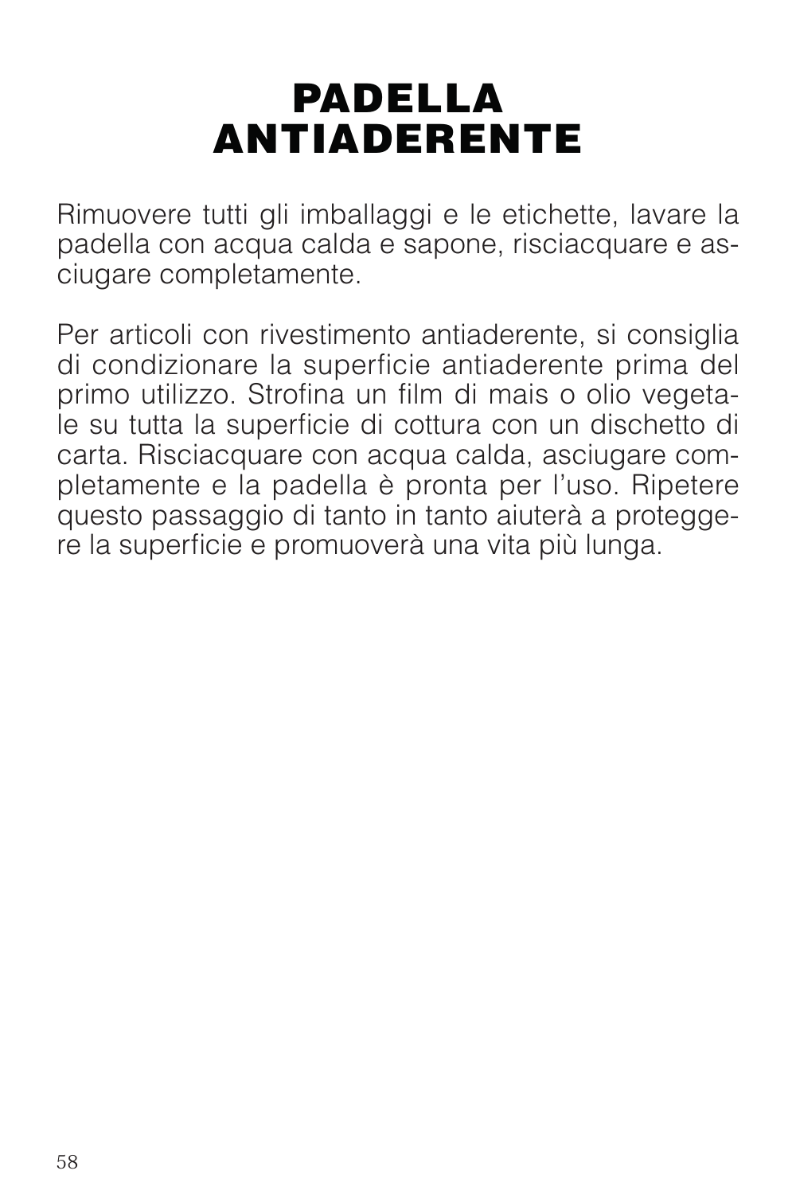# PADELLA ANTIADERENTE

Rimuovere tutti gli imballaggi e le etichette, lavare la padella con acqua calda e sapone, risciacquare e asciugare completamente.

Per articoli con rivestimento antiaderente, si consiglia di condizionare la superficie antiaderente prima del primo utilizzo. Strofina un film di mais o olio vegetale su tutta la superficie di cottura con un dischetto di carta. Risciacquare con acqua calda, asciugare completamente e la padella è pronta per l'uso. Ripetere questo passaggio di tanto in tanto aiuterà a proteggere la superficie e promuoverà una vita più lunga.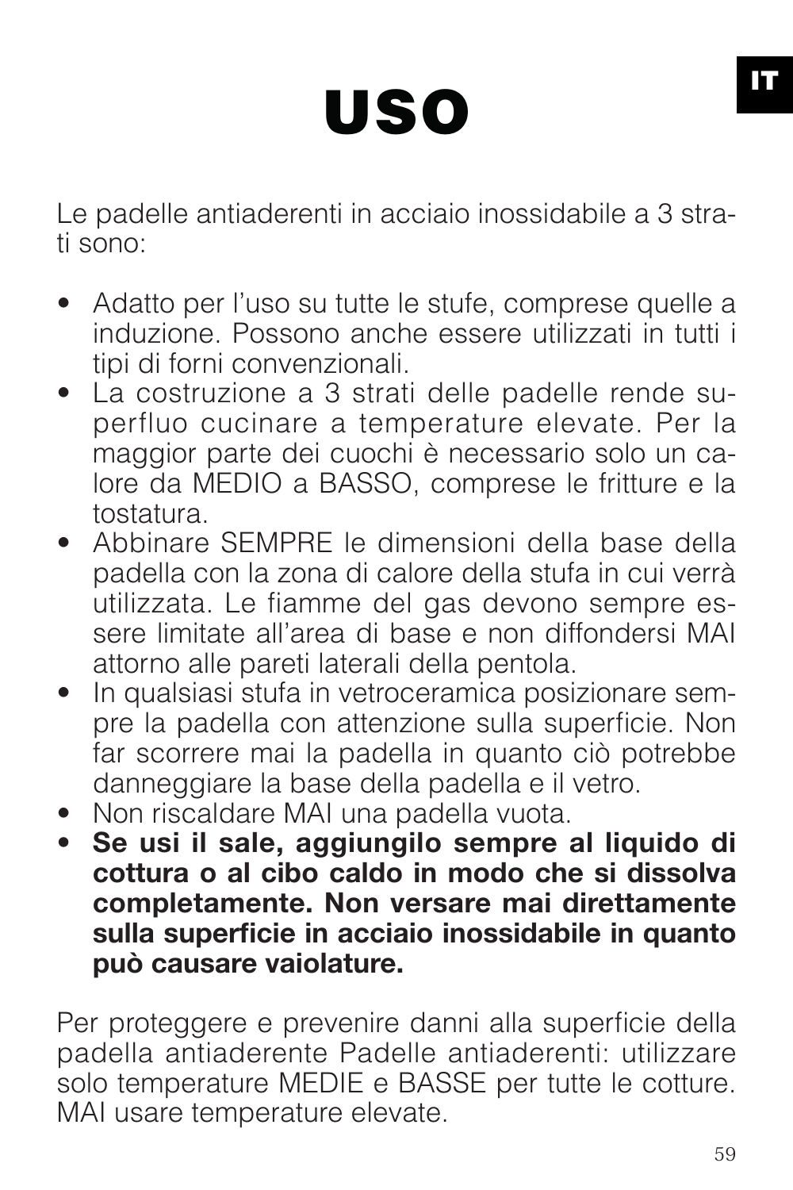# USO

Le padelle antiaderenti in acciaio inossidabile a 3 strati sono:

- Adatto per l'uso su tutte le stufe, comprese quelle a induzione. Possono anche essere utilizzati in tutti i tipi di forni convenzionali.
- La costruzione a 3 strati delle padelle rende superfluo cucinare a temperature elevate. Per la maggior parte dei cuochi è necessario solo un calore da MEDIO a BASSO, comprese le fritture e la tostatura.
- Abbinare SEMPRE le dimensioni della base della padella con la zona di calore della stufa in cui verrà utilizzata. Le fiamme del gas devono sempre essere limitate all'area di base e non diffondersi MAI attorno alle pareti laterali della pentola.
- In qualsiasi stufa in vetroceramica posizionare sempre la padella con attenzione sulla superficie. Non far scorrere mai la padella in quanto ciò potrebbe danneggiare la base della padella e il vetro.
- Non riscaldare MAI una padella vuota.
- **Se usi il sale, aggiungilo sempre al liquido di cottura o al cibo caldo in modo che si dissolva completamente. Non versare mai direttamente sulla superficie in acciaio inossidabile in quanto può causare vaiolature.**

Per proteggere e prevenire danni alla superficie della padella antiaderente Padelle antiaderenti: utilizzare solo temperature MEDIE e BASSE per tutte le cotture. MAI usare temperature elevate.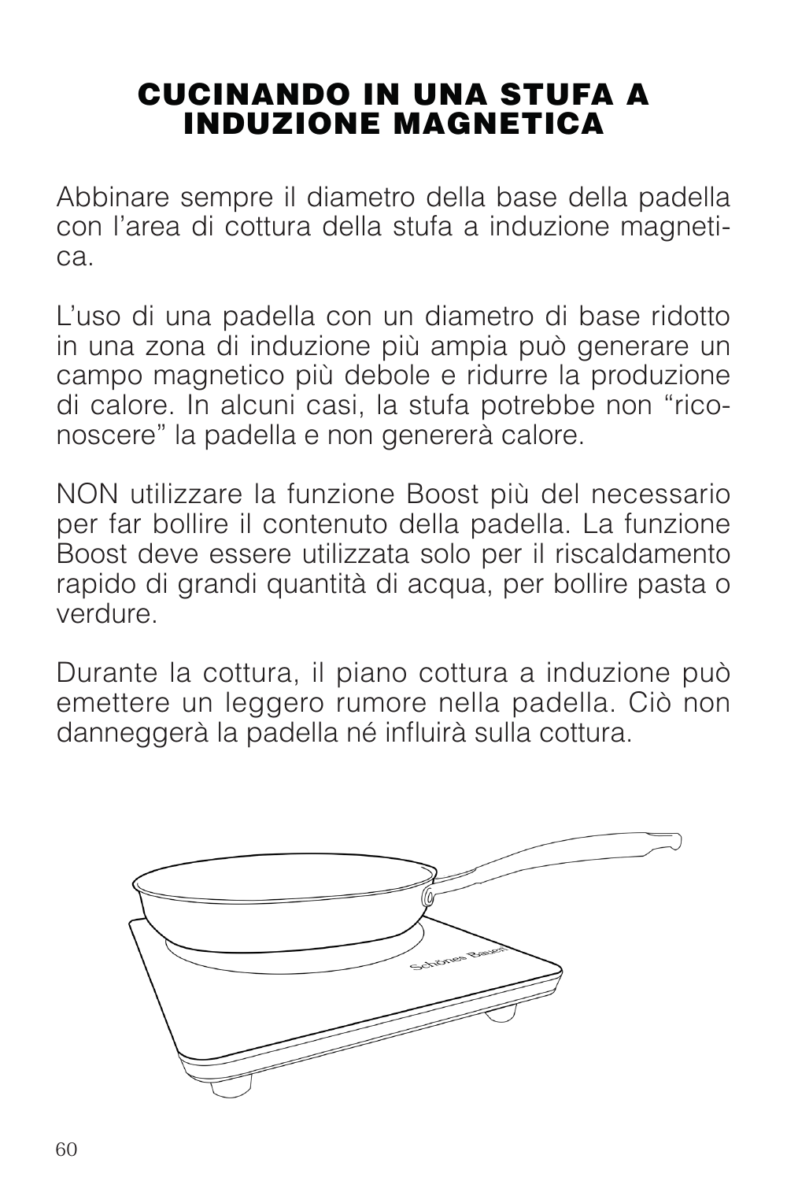# CUCINANDO IN UNA STUFA A INDUZIONE MAGNETICA

Abbinare sempre il diametro della base della padella con l'area di cottura della stufa a induzione magnetica.

L'uso di una padella con un diametro di base ridotto in una zona di induzione più ampia può generare un campo magnetico più debole e ridurre la produzione di calore. In alcuni casi, la stufa potrebbe non "riconoscere" la padella e non genererà calore.

NON utilizzare la funzione Boost più del necessario per far bollire il contenuto della padella. La funzione Boost deve essere utilizzata solo per il riscaldamento rapido di grandi quantità di acqua, per bollire pasta o verdure.

Durante la cottura, il piano cottura a induzione può emettere un leggero rumore nella padella. Ciò non danneggerà la padella né influirà sulla cottura.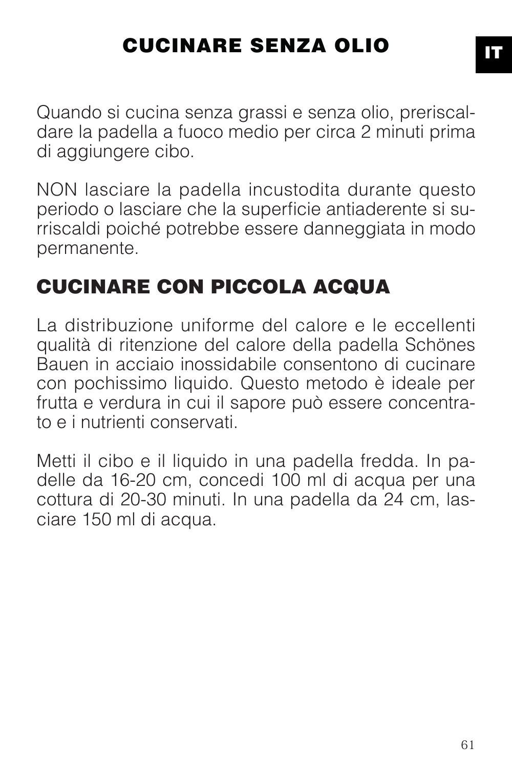# CUCINARE SENZA OLIO

Quando si cucina senza grassi e senza olio, preriscaldare la padella a fuoco medio per circa 2 minuti prima di aggiungere cibo.

NON lasciare la padella incustodita durante questo periodo o lasciare che la superficie antiaderente si surriscaldi poiché potrebbe essere danneggiata in modo permanente.

# CUCINARE CON PICCOLA ACQUA

La distribuzione uniforme del calore e le eccellenti qualità di ritenzione del calore della padella Schönes Bauen in acciaio inossidabile consentono di cucinare con pochissimo liquido. Questo metodo è ideale per frutta e verdura in cui il sapore può essere concentrato e i nutrienti conservati.

Metti il cibo e il liquido in una padella fredda. In padelle da 16-20 cm, concedi 100 ml di acqua per una cottura di 20-30 minuti. In una padella da 24 cm, lasciare 150 ml di acqua.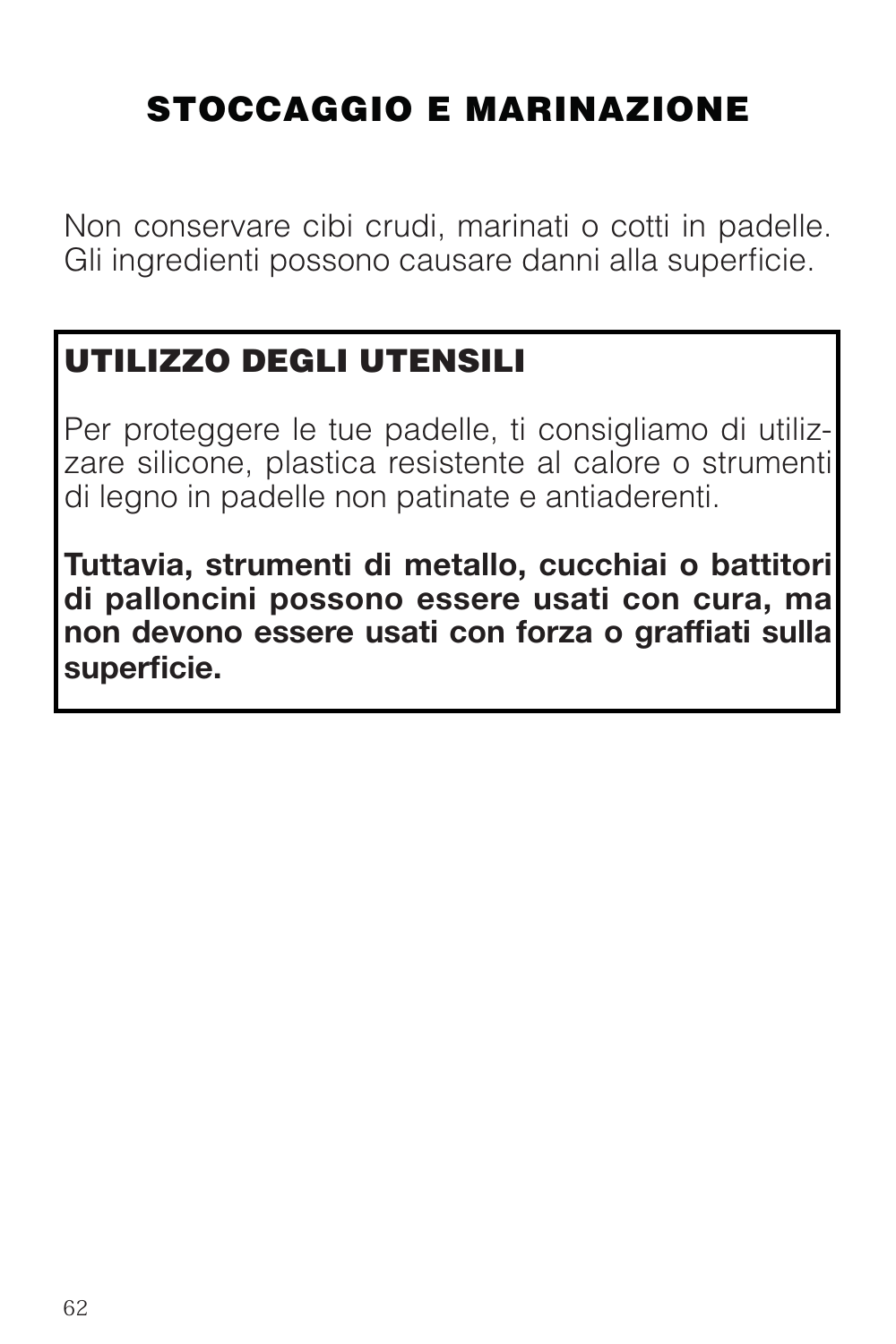## STOCCAGGIO E MARINAZIONE

Non conservare cibi crudi, marinati o cotti in padelle. Gli ingredienti possono causare danni alla superficie.

### UTILIZZO DEGLI UTENSILI

Per proteggere le tue padelle, ti consigliamo di utilizzare silicone, plastica resistente al calore o strumenti di legno in padelle non patinate e antiaderenti.

**Tuttavia, strumenti di metallo, cucchiai o battitori di palloncini possono essere usati con cura, ma non devono essere usati con forza o graffiati sulla superficie.**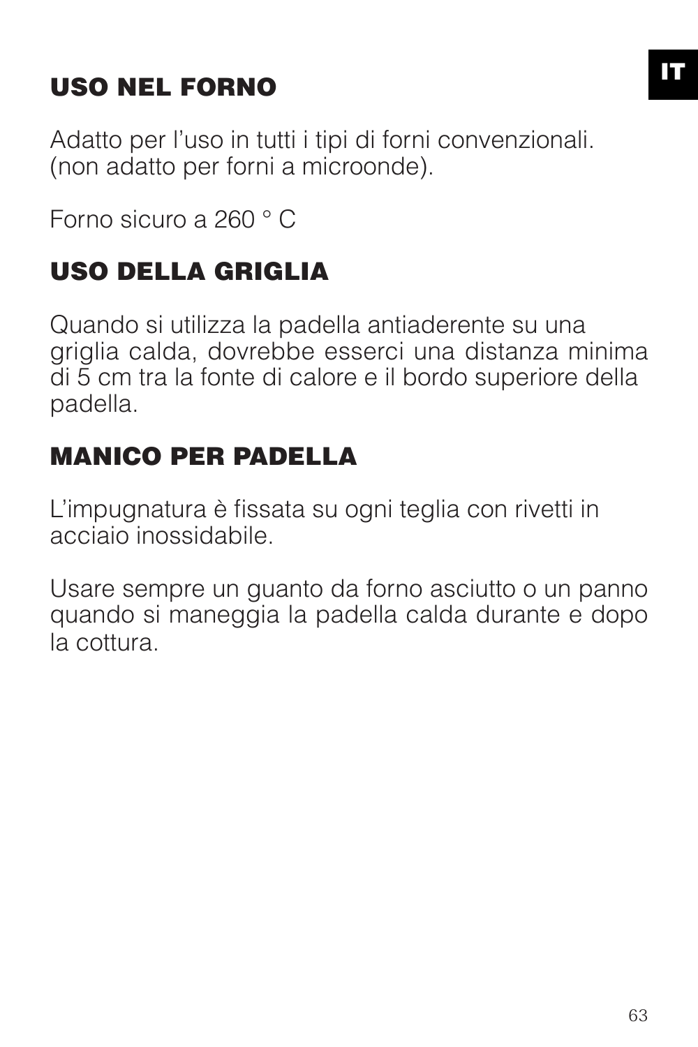## USO NEL FORNO

Adatto per l'uso in tutti i tipi di forni convenzionali. (non adatto per forni a microonde).

Forno sicuro a 260 ° C

## USO DELLA GRIGLIA

Quando si utilizza la padella antiaderente su una griglia calda, dovrebbe esserci una distanza minima di 5 cm tra la fonte di calore e il bordo superiore della padella.

## MANICO PER PADELLA

L'impugnatura è fissata su ogni teglia con rivetti in acciaio inossidabile.

Usare sempre un guanto da forno asciutto o un panno quando si maneggia la padella calda durante e dopo la cottura.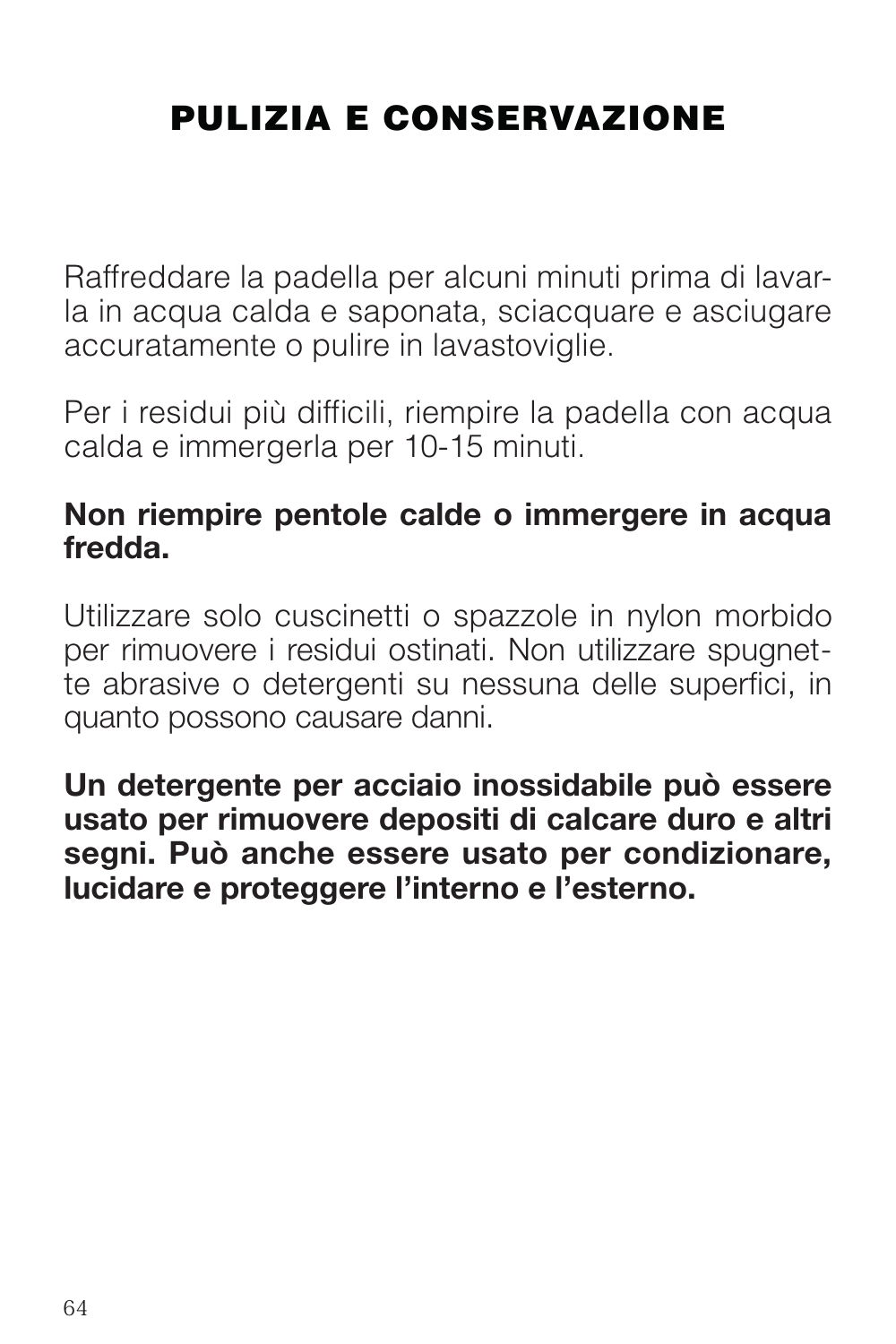# PULIZIA E CONSERVAZIONE

Raffreddare la padella per alcuni minuti prima di lavarla in acqua calda e saponata, sciacquare e asciugare accuratamente o pulire in lavastoviglie.

Per i residui più difficili, riempire la padella con acqua calda e immergerla per 10-15 minuti.

**Non riempire pentole calde o immergere in acqua fredda.**

Utilizzare solo cuscinetti o spazzole in nylon morbido per rimuovere i residui ostinati. Non utilizzare spugnette abrasive o detergenti su nessuna delle superfici, in quanto possono causare danni.

**Un detergente per acciaio inossidabile può essere usato per rimuovere depositi di calcare duro e altri segni. Può anche essere usato per condizionare, lucidare e proteggere l'interno e l'esterno.**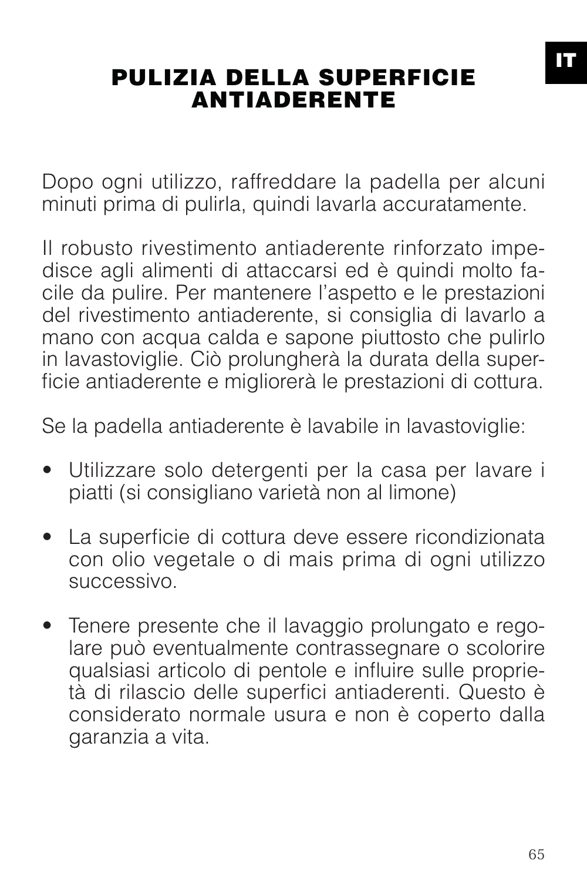# PULIZIA DELLA SUPERFICIE ANTIADERENTE

Dopo ogni utilizzo, raffreddare la padella per alcuni minuti prima di pulirla, quindi lavarla accuratamente.

Il robusto rivestimento antiaderente rinforzato impedisce agli alimenti di attaccarsi ed è quindi molto facile da pulire. Per mantenere l'aspetto e le prestazioni del rivestimento antiaderente, si consiglia di lavarlo a mano con acqua calda e sapone piuttosto che pulirlo in lavastoviglie. Ciò prolungherà la durata della superficie antiaderente e migliorerà le prestazioni di cottura.

Se la padella antiaderente è lavabile in lavastoviglie:

- Utilizzare solo detergenti per la casa per lavare i piatti (si consigliano varietà non al limone)
- La superficie di cottura deve essere ricondizionata con olio vegetale o di mais prima di ogni utilizzo successivo.
- Tenere presente che il lavaggio prolungato e regolare può eventualmente contrassegnare o scolorire qualsiasi articolo di pentole e influire sulle proprietà di rilascio delle superfici antiaderenti. Questo è considerato normale usura e non è coperto dalla garanzia a vita.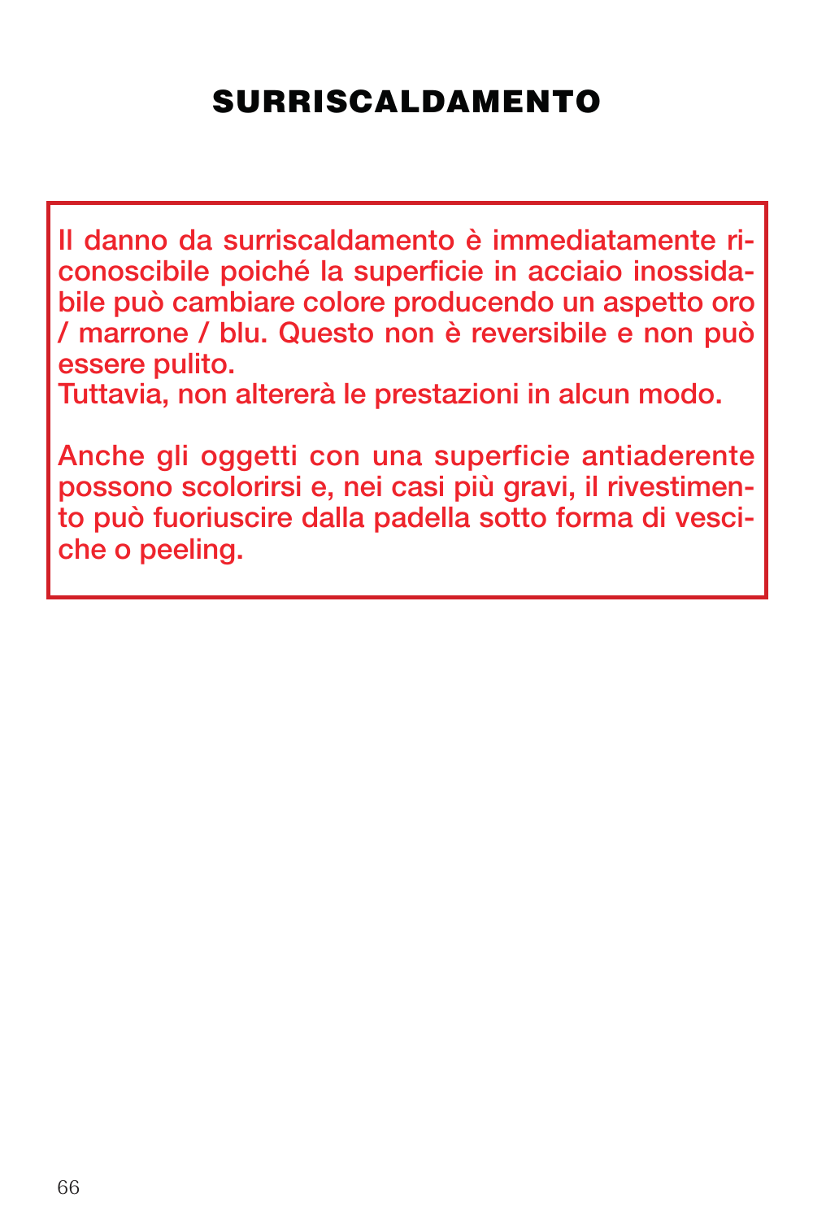# SURRISCALDAMENTO

Il danno da surriscaldamento è immediatamente riconoscibile poiché la superficie in acciaio inossidabile può cambiare colore producendo un aspetto oro / marrone / blu. Questo non è reversibile e non può essere pulito.
Tuttavia, non altererà le prestazioni in alcun modo.

Anche gli oggetti con una superficie antiaderente possono scolorirsi e, nei casi più gravi, il rivestimento può fuoriuscire dalla padella sotto forma di vesciche o peeling.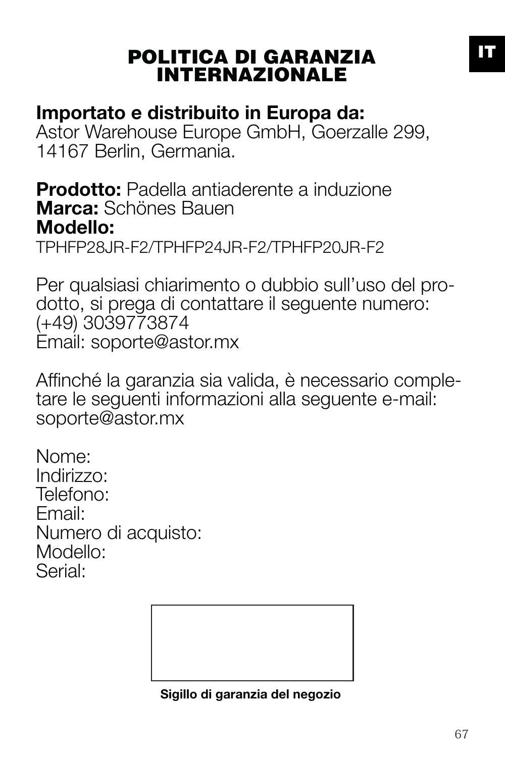# POLITICA DI GARANZIA INTERNAZIONALE

**Importato e distribuito in Europa da:**
Astor Warehouse Europe GmbH, Goerzalle 299, 14167 Berlin, Germania.

**Prodotto:** Padella antiaderente a induzione
**Marca:** Schönes Bauen
**Modello:**
TPHFP28JR-F2/TPHFP24JR-F2/TPHFP20JR-F2

Per qualsiasi chiarimento o dubbio sull'uso del prodotto, si prega di contattare il seguente numero:
(+49) 3039773874
Email: soporte@astor.mx

Affinché la garanzia sia valida, è necessario completare le seguenti informazioni alla seguente e-mail:
soporte@astor.mx

Nome:
Indirizzo:
Telefono:
Email:
Numero di acquisto:
Modello:
Serial:

**Sigillo di garanzia del negozio**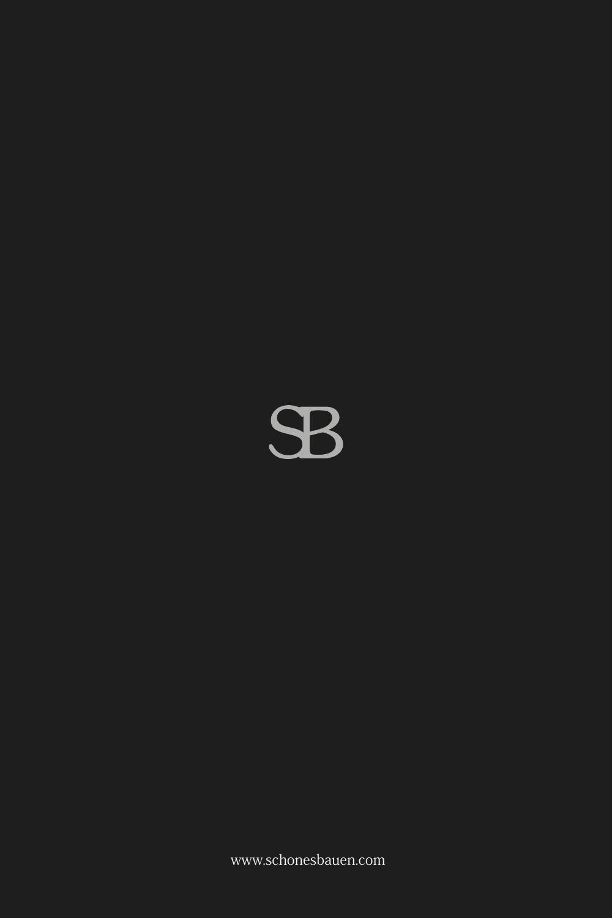SB

www.schonesbauen.com